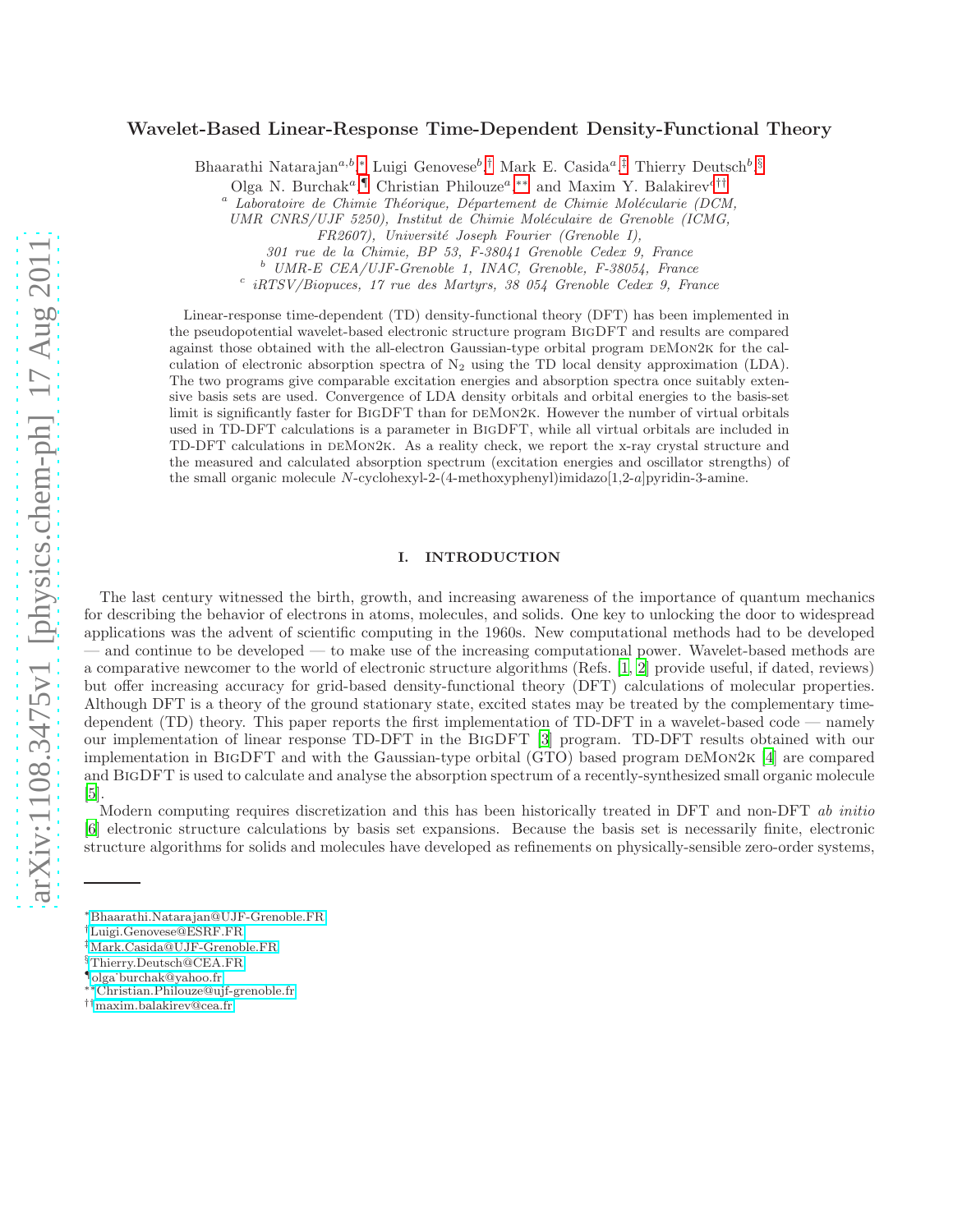# Wavelet-Based Linear-Response Time-Dependent Density-Functional Theory

Bhaarathi Natarajan[a,b,*] Luigi Genovese[b,†] Mark E. Casida[a,‡] Thierry Deutsch[b,§] Olga N. Burchak[a,¶] Christian Philouze[a,**] and Maxim Y. Balakirev[c,††]

[a] *Laboratoire de Chimie Théorique, Département de Chimie Molécularie (DCM, UMR CNRS/UJF 5250), Institut de Chimie Moléculaire de Grenoble (ICMG, FR2607), Université Joseph Fourier (Grenoble I), 301 rue de la Chimie, BP 53, F-38041 Grenoble Cedex 9, France*

[b] *UMR-E CEA/UJF-Grenoble 1, INAC, Grenoble, F-38054, France*

[c] *iRTSV/Biopuces, 17 rue des Martyrs, 38 054 Grenoble Cedex 9, France*

Linear-response time-dependent (TD) density-functional theory (DFT) has been implemented in the pseudopotential wavelet-based electronic structure program BigDFT and results are compared against those obtained with the all-electron Gaussian-type orbital program deMon2k for the calculation of electronic absorption spectra of $N_2$ using the TD local density approximation (LDA). The two programs give comparable excitation energies and absorption spectra once suitably extensive basis sets are used. Convergence of LDA density orbitals and orbital energies to the basis-set limit is significantly faster for BigDFT than for deMon2k. However the number of virtual orbitals used in TD-DFT calculations is a parameter in BigDFT, while all virtual orbitals are included in TD-DFT calculations in deMon2k. As a reality check, we report the x-ray crystal structure and the measured and calculated absorption spectrum (excitation energies and oscillator strengths) of the small organic molecule *N*-cyclohexyl-2-(4-methoxyphenyl)imidazo[1,2-*a*]pyridin-3-amine.

## I. INTRODUCTION

The last century witnessed the birth, growth, and increasing awareness of the importance of quantum mechanics for describing the behavior of electrons in atoms, molecules, and solids. One key to unlocking the door to widespread applications was the advent of scientific computing in the 1960s. New computational methods had to be developed — and continue to be developed — to make use of the increasing computational power. Wavelet-based methods are a comparative newcomer to the world of electronic structure algorithms (Refs. [1, 2] provide useful, if dated, reviews) but offer increasing accuracy for grid-based density-functional theory (DFT) calculations of molecular properties. Although DFT is a theory of the ground stationary state, excited states may be treated by the complementary time-dependent (TD) theory. This paper reports the first implementation of TD-DFT in a wavelet-based code — namely our implementation of linear response TD-DFT in the BigDFT [3] program. TD-DFT results obtained with our implementation in BigDFT and with the Gaussian-type orbital (GTO) based program deMon2k [4] are compared and BigDFT is used to calculate and analyse the absorption spectrum of a recently-synthesized small organic molecule [5].

Modern computing requires discretization and this has been historically treated in DFT and non-DFT *ab initio* [6] electronic structure calculations by basis set expansions. Because the basis set is necessarily finite, electronic structure algorithms for solids and molecules have developed as refinements on physically-sensible zero-order systems,

---

[*] Bhaarathi.Natarajan@UJF-Grenoble.FR
[†] Luigi.Genovese@ESRF.FR
[‡] Mark.Casida@UJF-Grenoble.FR
[§] Thierry.Deutsch@CEA.FR
[¶] olga˙burchak@yahoo.fr
[**] Christian.Philouze@ujf-grenoble.fr
[††] maxim.balakirev@cea.fr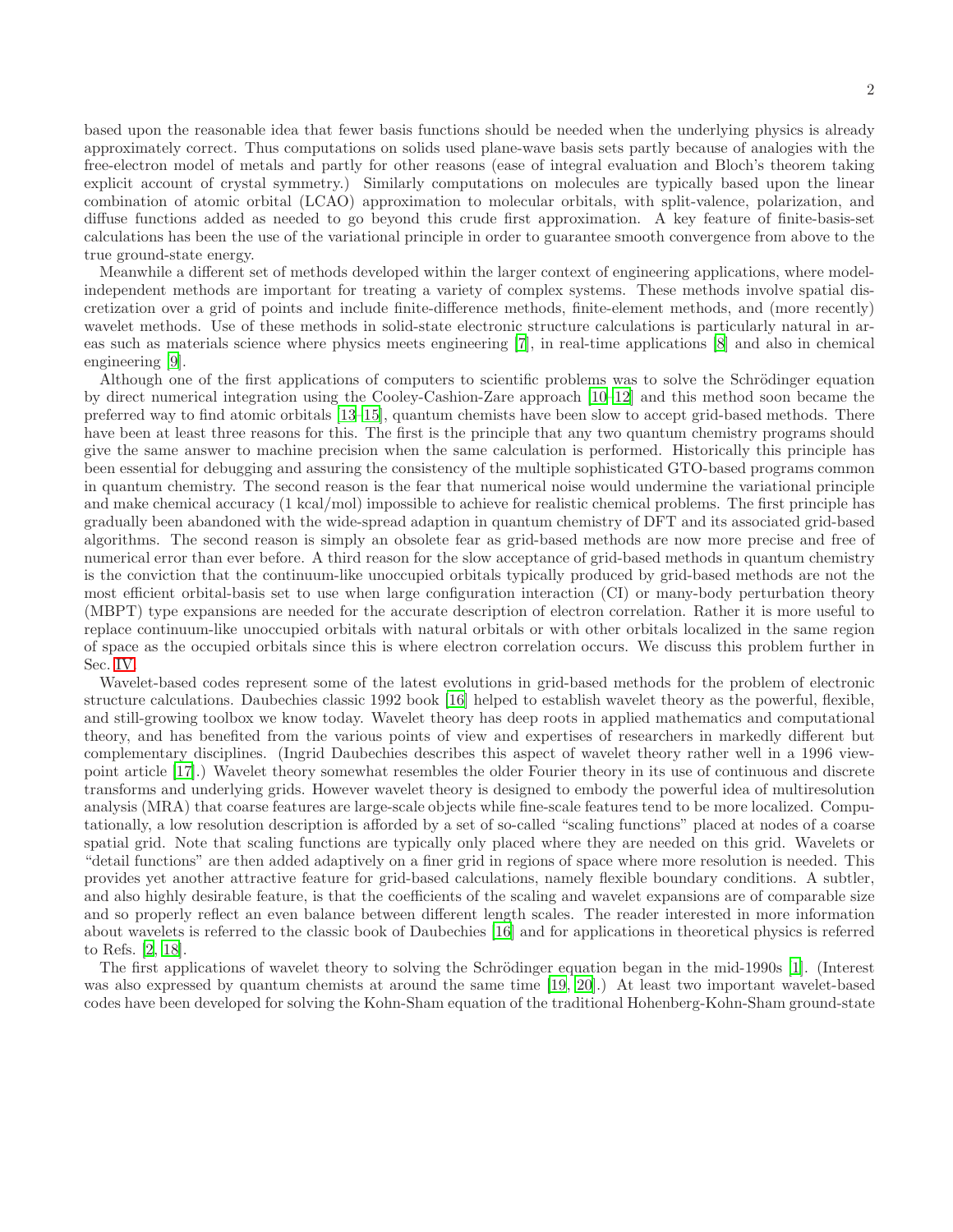based upon the reasonable idea that fewer basis functions should be needed when the underlying physics is already approximately correct. Thus computations on solids used plane-wave basis sets partly because of analogies with the free-electron model of metals and partly for other reasons (ease of integral evaluation and Bloch's theorem taking explicit account of crystal symmetry.) Similarly computations on molecules are typically based upon the linear combination of atomic orbital (LCAO) approximation to molecular orbitals, with split-valence, polarization, and diffuse functions added as needed to go beyond this crude first approximation. A key feature of finite-basis-set calculations has been the use of the variational principle in order to guarantee smooth convergence from above to the true ground-state energy.

Meanwhile a different set of methods developed within the larger context of engineering applications, where model-independent methods are important for treating a variety of complex systems. These methods involve spatial discretization over a grid of points and include finite-difference methods, finite-element methods, and (more recently) wavelet methods. Use of these methods in solid-state electronic structure calculations is particularly natural in areas such as materials science where physics meets engineering [7], in real-time applications [8] and also in chemical engineering [9].

Although one of the first applications of computers to scientific problems was to solve the Schrödinger equation by direct numerical integration using the Cooley-Cashion-Zare approach [10–12] and this method soon became the preferred way to find atomic orbitals [13–15], quantum chemists have been slow to accept grid-based methods. There have been at least three reasons for this. The first is the principle that any two quantum chemistry programs should give the same answer to machine precision when the same calculation is performed. Historically this principle has been essential for debugging and assuring the consistency of the multiple sophisticated GTO-based programs common in quantum chemistry. The second reason is the fear that numerical noise would undermine the variational principle and make chemical accuracy (1 kcal/mol) impossible to achieve for realistic chemical problems. The first principle has gradually been abandoned with the wide-spread adaption in quantum chemistry of DFT and its associated grid-based algorithms. The second reason is simply an obsolete fear as grid-based methods are now more precise and free of numerical error than ever before. A third reason for the slow acceptance of grid-based methods in quantum chemistry is the conviction that the continuum-like unoccupied orbitals typically produced by grid-based methods are not the most efficient orbital-basis set to use when large configuration interaction (CI) or many-body perturbation theory (MBPT) type expansions are needed for the accurate description of electron correlation. Rather it is more useful to replace continuum-like unoccupied orbitals with natural orbitals or with other orbitals localized in the same region of space as the occupied orbitals since this is where electron correlation occurs. We discuss this problem further in Sec. IV.

Wavelet-based codes represent some of the latest evolutions in grid-based methods for the problem of electronic structure calculations. Daubechies classic 1992 book [16] helped to establish wavelet theory as the powerful, flexible, and still-growing toolbox we know today. Wavelet theory has deep roots in applied mathematics and computational theory, and has benefited from the various points of view and expertises of researchers in markedly different but complementary disciplines. (Ingrid Daubechies describes this aspect of wavelet theory rather well in a 1996 viewpoint article [17].) Wavelet theory somewhat resembles the older Fourier theory in its use of continuous and discrete transforms and underlying grids. However wavelet theory is designed to embody the powerful idea of multiresolution analysis (MRA) that coarse features are large-scale objects while fine-scale features tend to be more localized. Computationally, a low resolution description is afforded by a set of so-called "scaling functions" placed at nodes of a coarse spatial grid. Note that scaling functions are typically only placed where they are needed on this grid. Wavelets or "detail functions" are then added adaptively on a finer grid in regions of space where more resolution is needed. This provides yet another attractive feature for grid-based calculations, namely flexible boundary conditions. A subtler, and also highly desirable feature, is that the coefficients of the scaling and wavelet expansions are of comparable size and so properly reflect an even balance between different length scales. The reader interested in more information about wavelets is referred to the classic book of Daubechies [16] and for applications in theoretical physics is referred to Refs. [2, 18].

The first applications of wavelet theory to solving the Schrödinger equation began in the mid-1990s [1]. (Interest was also expressed by quantum chemists at around the same time [19, 20].) At least two important wavelet-based codes have been developed for solving the Kohn-Sham equation of the traditional Hohenberg-Kohn-Sham ground-state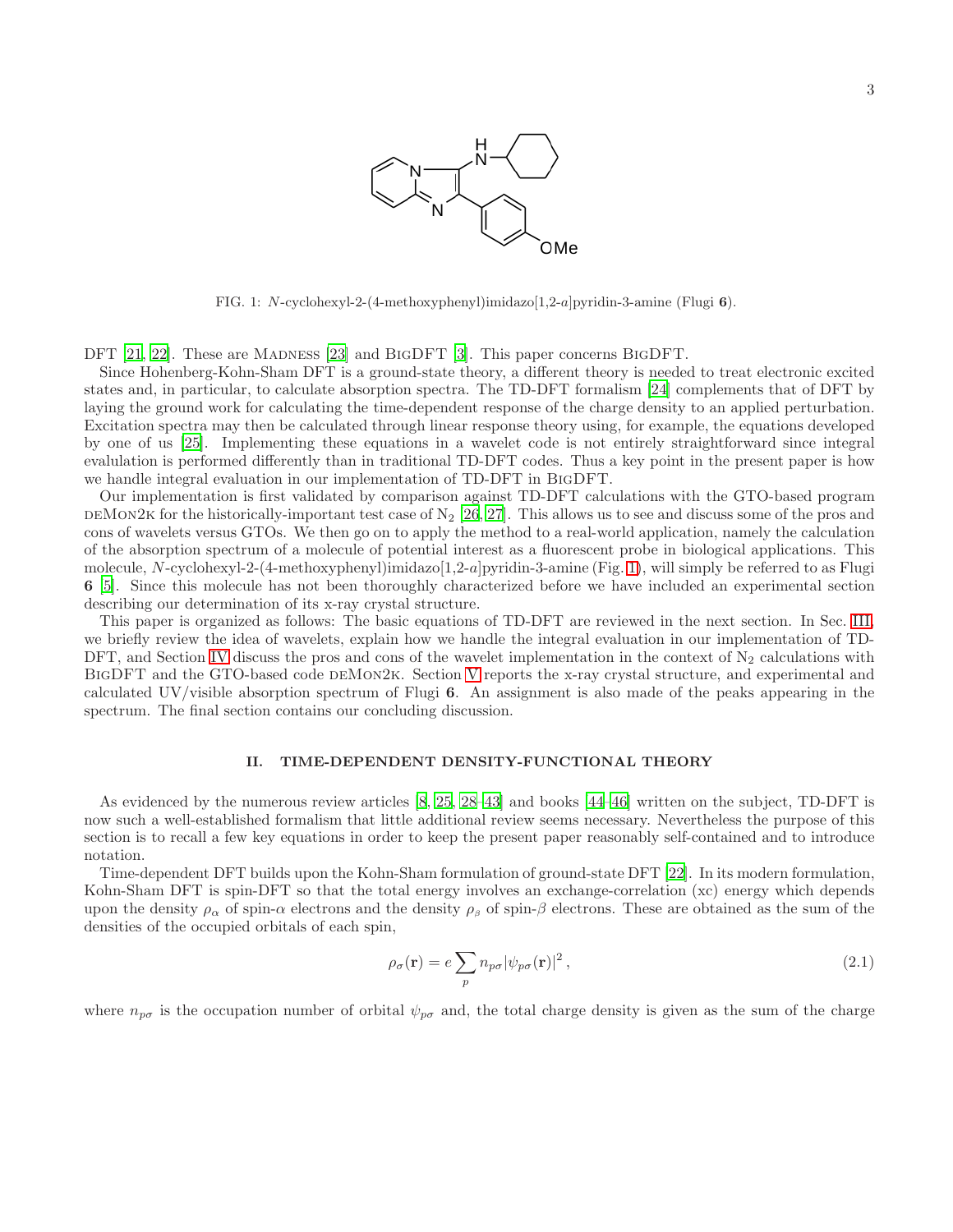FIG. 1: *N*-cyclohexyl-2-(4-methoxyphenyl)imidazo[1,2-*a*]pyridin-3-amine (Flugi **6**).

DFT [21, 22]. These are MADNESS [23] and BIGDFT [3]. This paper concerns BIGDFT.

Since Hohenberg-Kohn-Sham DFT is a ground-state theory, a different theory is needed to treat electronic excited states and, in particular, to calculate absorption spectra. The TD-DFT formalism [24] complements that of DFT by laying the ground work for calculating the time-dependent response of the charge density to an applied perturbation. Excitation spectra may then be calculated through linear response theory using, for example, the equations developed by one of us [25]. Implementing these equations in a wavelet code is not entirely straightforward since integral evaluation is performed differently than in traditional TD-DFT codes. Thus a key point in the present paper is how we handle integral evaluation in our implementation of TD-DFT in BIGDFT.

Our implementation is first validated by comparison against TD-DFT calculations with the GTO-based program DEMON2K for the historically-important test case of $N_2$ [26, 27]. This allows us to see and discuss some of the pros and cons of wavelets versus GTOs. We then go on to apply the method to a real-world application, namely the calculation of the absorption spectrum of a molecule of potential interest as a fluorescent probe in biological applications. This molecule, *N*-cyclohexyl-2-(4-methoxyphenyl)imidazo[1,2-*a*]pyridin-3-amine (Fig. 1), will simply be referred to as Flugi **6** [5]. Since this molecule has not been thoroughly characterized before we have included an experimental section describing our determination of its x-ray crystal structure.

This paper is organized as follows: The basic equations of TD-DFT are reviewed in the next section. In Sec. III, we briefly review the idea of wavelets, explain how we handle the integral evaluation in our implementation of TD-DFT, and Section IV discuss the pros and cons of the wavelet implementation in the context of $N_2$ calculations with BIGDFT and the GTO-based code DEMON2K. Section V reports the x-ray crystal structure, and experimental and calculated UV/visible absorption spectrum of Flugi **6**. An assignment is also made of the peaks appearing in the spectrum. The final section contains our concluding discussion.

## II. TIME-DEPENDENT DENSITY-FUNCTIONAL THEORY

As evidenced by the numerous review articles [8, 25, 28–43] and books [44–46] written on the subject, TD-DFT is now such a well-established formalism that little additional review seems necessary. Nevertheless the purpose of this section is to recall a few key equations in order to keep the present paper reasonably self-contained and to introduce notation.

Time-dependent DFT builds upon the Kohn-Sham formulation of ground-state DFT [22]. In its modern formulation, Kohn-Sham DFT is spin-DFT so that the total energy involves an exchange-correlation (xc) energy which depends upon the density $\rho_\alpha$ of spin-$\alpha$ electrons and the density $\rho_\beta$ of spin-$\beta$ electrons. These are obtained as the sum of the densities of the occupied orbitals of each spin,

$$\rho_\sigma(\mathbf{r}) = e \sum_p n_{p\sigma} |\psi_{p\sigma}(\mathbf{r})|^2 , \tag{2.1}$$

where $n_{p\sigma}$ is the occupation number of orbital $\psi_{p\sigma}$ and, the total charge density is given as the sum of the charge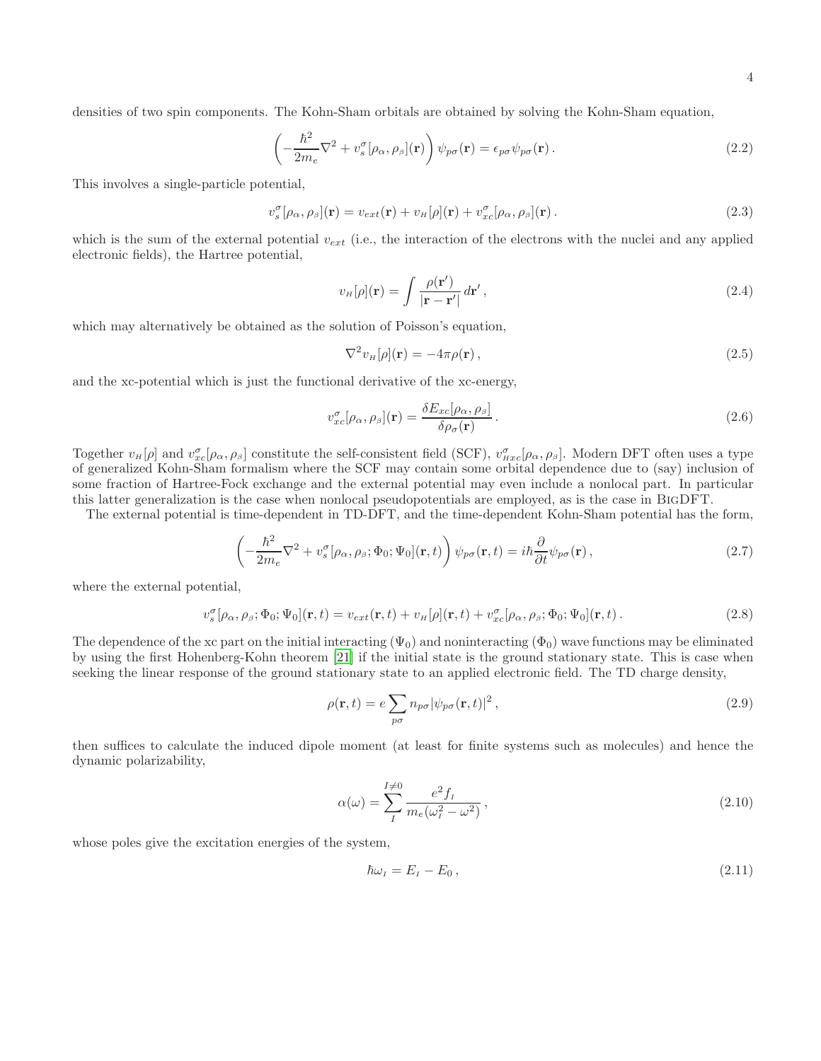densities of two spin components. The Kohn-Sham orbitals are obtained by solving the Kohn-Sham equation,

$$\left( -\frac{\hbar^2}{2m_e}\nabla^2 + v_s^\sigma[\rho_\alpha,\rho_\beta](\mathbf{r}) \right) \psi_{p\sigma}(\mathbf{r}) = \epsilon_{p\sigma}\psi_{p\sigma}(\mathbf{r}) \,. \tag{2.2}$$

This involves a single-particle potential,

$$v_s^\sigma[\rho_\alpha,\rho_\beta](\mathbf{r}) = v_{ext}(\mathbf{r}) + v_H[\rho](\mathbf{r}) + v_{xc}^\sigma[\rho_\alpha,\rho_\beta](\mathbf{r}) \,. \tag{2.3}$$

which is the sum of the external potential $v_{ext}$ (i.e., the interaction of the electrons with the nuclei and any applied electronic fields), the Hartree potential,

$$v_H[\rho](\mathbf{r}) = \int \frac{\rho(\mathbf{r}')}{|\mathbf{r}-\mathbf{r}'|}\, d\mathbf{r}' \,, \tag{2.4}$$

which may alternatively be obtained as the solution of Poisson's equation,

$$\nabla^2 v_H[\rho](\mathbf{r}) = -4\pi\rho(\mathbf{r}) \,, \tag{2.5}$$

and the xc-potential which is just the functional derivative of the xc-energy,

$$v_{xc}^\sigma[\rho_\alpha,\rho_\beta](\mathbf{r}) = \frac{\delta E_{xc}[\rho_\alpha,\rho_\beta]}{\delta\rho_\sigma(\mathbf{r})} \,. \tag{2.6}$$

Together $v_H[\rho]$ and $v_{xc}^\sigma[\rho_\alpha,\rho_\beta]$ constitute the self-consistent field (SCF), $v_{Hxc}^\sigma[\rho_\alpha,\rho_\beta]$. Modern DFT often uses a type of generalized Kohn-Sham formalism where the SCF may contain some orbital dependence due to (say) inclusion of some fraction of Hartree-Fock exchange and the external potential may even include a nonlocal part. In particular this latter generalization is the case when nonlocal pseudopotentials are employed, as is the case in BigDFT.

The external potential is time-dependent in TD-DFT, and the time-dependent Kohn-Sham potential has the form,

$$\left( -\frac{\hbar^2}{2m_e}\nabla^2 + v_s^\sigma[\rho_\alpha,\rho_\beta;\Phi_0;\Psi_0](\mathbf{r},t) \right) \psi_{p\sigma}(\mathbf{r},t) = i\hbar\frac{\partial}{\partial t}\psi_{p\sigma}(\mathbf{r}) \,, \tag{2.7}$$

where the external potential,

$$v_s^\sigma[\rho_\alpha,\rho_\beta;\Phi_0;\Psi_0](\mathbf{r},t) = v_{ext}(\mathbf{r},t) + v_H[\rho](\mathbf{r},t) + v_{xc}^\sigma[\rho_\alpha,\rho_\beta;\Phi_0;\Psi_0](\mathbf{r},t) \,. \tag{2.8}$$

The dependence of the xc part on the initial interacting ($\Psi_0$) and noninteracting ($\Phi_0$) wave functions may be eliminated by using the first Hohenberg-Kohn theorem [21] if the initial state is the ground stationary state. This is case when seeking the linear response of the ground stationary state to an applied electronic field. The TD charge density,

$$\rho(\mathbf{r},t) = e\sum_{p\sigma} n_{p\sigma}|\psi_{p\sigma}(\mathbf{r},t)|^2 \,, \tag{2.9}$$

then suffices to calculate the induced dipole moment (at least for finite systems such as molecules) and hence the dynamic polarizability,

$$\alpha(\omega) = \sum_I^{I\neq 0} \frac{e^2 f_I}{m_e(\omega_I^2-\omega^2)} \,, \tag{2.10}$$

whose poles give the excitation energies of the system,

$$\hbar\omega_I = E_I - E_0 \,, \tag{2.11}$$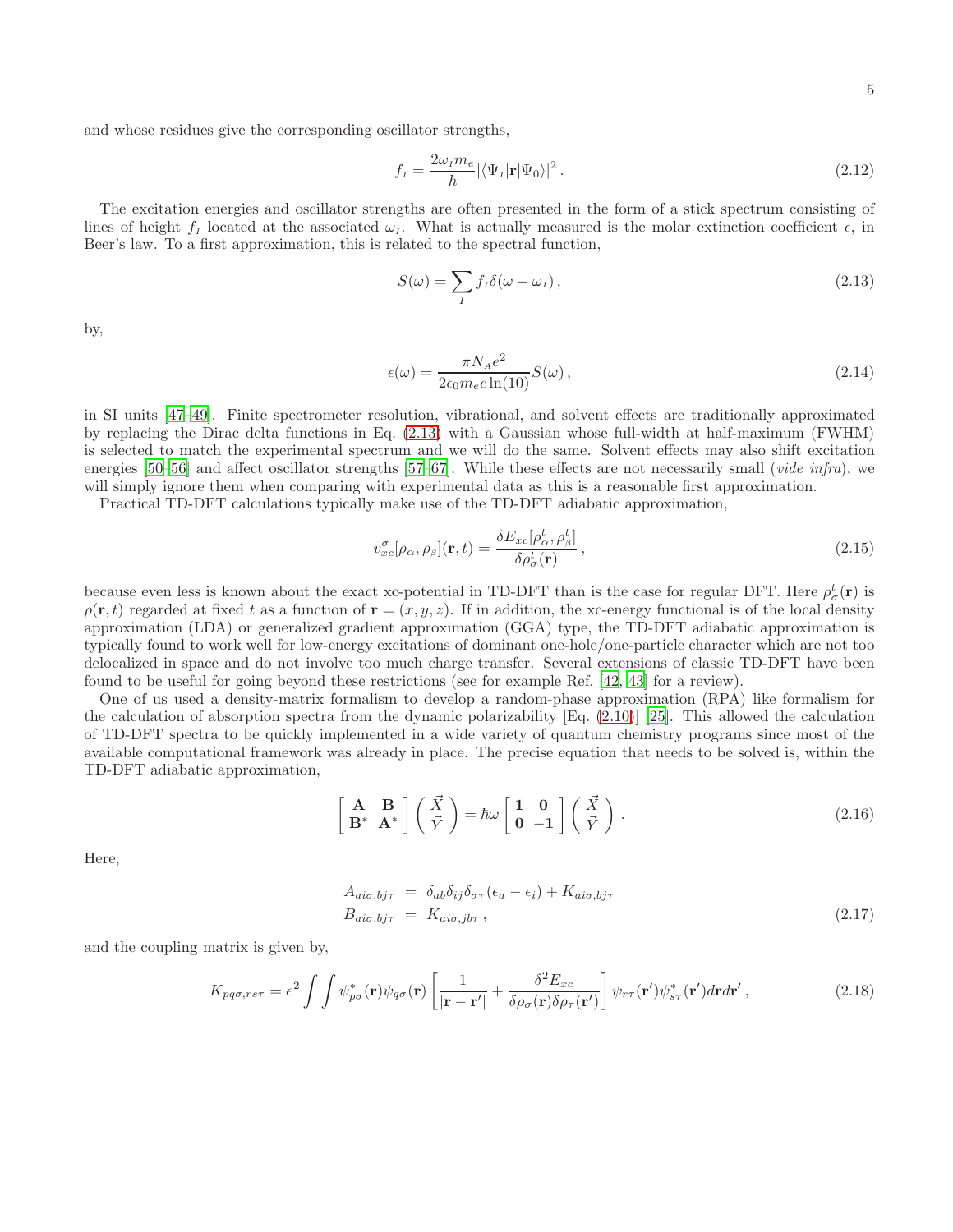and whose residues give the corresponding oscillator strengths,

$$f_I = \frac{2\omega_I m_e}{\hbar} |\langle \Psi_I | \mathbf{r} | \Psi_0 \rangle|^2 \,. \tag{2.12}$$

The excitation energies and oscillator strengths are often presented in the form of a stick spectrum consisting of lines of height $f_I$ located at the associated $\omega_I$. What is actually measured is the molar extinction coefficient $\epsilon$, in Beer's law. To a first approximation, this is related to the spectral function,

$$S(\omega) = \sum_I f_I \delta(\omega - \omega_I) \,, \tag{2.13}$$

by,

$$\epsilon(\omega) = \frac{\pi N_A e^2}{2\epsilon_0 m_e c \ln(10)} S(\omega) \,, \tag{2.14}$$

in SI units [47–49]. Finite spectrometer resolution, vibrational, and solvent effects are traditionally approximated by replacing the Dirac delta functions in Eq. (2.13) with a Gaussian whose full-width at half-maximum (FWHM) is selected to match the experimental spectrum and we will do the same. Solvent effects may also shift excitation energies [50–56] and affect oscillator strengths [57–67]. While these effects are not necessarily small (*vide infra*), we will simply ignore them when comparing with experimental data as this is a reasonable first approximation.

Practical TD-DFT calculations typically make use of the TD-DFT adiabatic approximation,

$$v_{xc}^{\sigma}[\rho_\alpha, \rho_\beta](\mathbf{r}, t) = \frac{\delta E_{xc}[\rho_\alpha^t, \rho_\beta^t]}{\delta \rho_\sigma^t(\mathbf{r})} \,, \tag{2.15}$$

because even less is known about the exact xc-potential in TD-DFT than is the case for regular DFT. Here $\rho_\sigma^t(\mathbf{r})$ is $\rho(\mathbf{r}, t)$ regarded at fixed $t$ as a function of $\mathbf{r} = (x, y, z)$. If in addition, the xc-energy functional is of the local density approximation (LDA) or generalized gradient approximation (GGA) type, the TD-DFT adiabatic approximation is typically found to work well for low-energy excitations of dominant one-hole/one-particle character which are not too delocalized in space and do not involve too much charge transfer. Several extensions of classic TD-DFT have been found to be useful for going beyond these restrictions (see for example Ref. [42, 43] for a review).

One of us used a density-matrix formalism to develop a random-phase approximation (RPA) like formalism for the calculation of absorption spectra from the dynamic polarizability [Eq. (2.10)] [25]. This allowed the calculation of TD-DFT spectra to be quickly implemented in a wide variety of quantum chemistry programs since most of the available computational framework was already in place. The precise equation that needs to be solved is, within the TD-DFT adiabatic approximation,

$$\begin{bmatrix} \mathbf{A} & \mathbf{B} \\ \mathbf{B}^* & \mathbf{A}^* \end{bmatrix} \begin{pmatrix} \vec{X} \\ \vec{Y} \end{pmatrix} = \hbar\omega \begin{bmatrix} \mathbf{1} & \mathbf{0} \\ \mathbf{0} & -\mathbf{1} \end{bmatrix} \begin{pmatrix} \vec{X} \\ \vec{Y} \end{pmatrix} . \tag{2.16}$$

Here,

$$\begin{aligned} A_{ai\sigma,bj\tau} &= \delta_{ab}\delta_{ij}\delta_{\sigma\tau}(\epsilon_a - \epsilon_i) + K_{ai\sigma,bj\tau} \\ B_{ai\sigma,bj\tau} &= K_{ai\sigma,jb\tau} \,, \end{aligned} \tag{2.17}$$

and the coupling matrix is given by,

$$K_{pq\sigma,rs\tau} = e^2 \int \int \psi_{p\sigma}^*(\mathbf{r}) \psi_{q\sigma}(\mathbf{r}) \left[ \frac{1}{|\mathbf{r} - \mathbf{r}'|} + \frac{\delta^2 E_{xc}}{\delta \rho_\sigma(\mathbf{r}) \delta \rho_\tau(\mathbf{r}')} \right] \psi_{r\tau}(\mathbf{r}') \psi_{s\tau}^*(\mathbf{r}') d\mathbf{r} d\mathbf{r}' \,, \tag{2.18}$$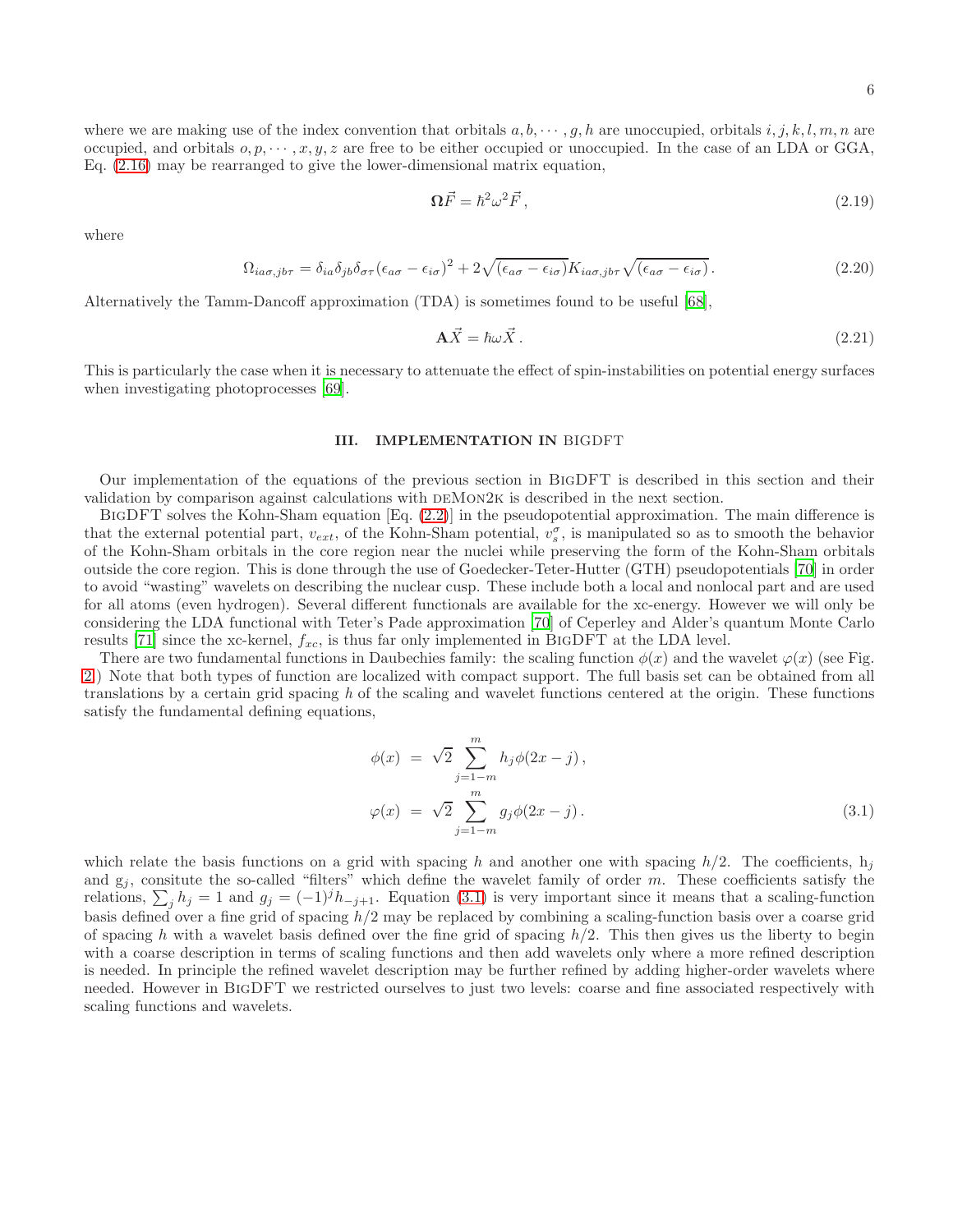where we are making use of the index convention that orbitals $a, b, \cdots, g, h$ are unoccupied, orbitals $i, j, k, l, m, n$ are occupied, and orbitals $o, p, \cdots, x, y, z$ are free to be either occupied or unoccupied. In the case of an LDA or GGA, Eq. (2.16) may be rearranged to give the lower-dimensional matrix equation,

$$\mathbf{\Omega}\vec{F} = \hbar^2\omega^2\vec{F}\,, \tag{2.19}$$

where

$$\Omega_{ia\sigma,jb\tau} = \delta_{ia}\delta_{jb}\delta_{\sigma\tau}(\epsilon_{a\sigma} - \epsilon_{i\sigma})^2 + 2\sqrt{(\epsilon_{a\sigma} - \epsilon_{i\sigma})}K_{ia\sigma,jb\tau}\sqrt{(\epsilon_{a\sigma} - \epsilon_{i\sigma})}\,. \tag{2.20}$$

Alternatively the Tamm-Dancoff approximation (TDA) is sometimes found to be useful [68],

$$\mathbf{A}\vec{X} = \hbar\omega\vec{X}\,. \tag{2.21}$$

This is particularly the case when it is necessary to attenuate the effect of spin-instabilities on potential energy surfaces when investigating photoprocesses [69].

## III. IMPLEMENTATION IN BIGDFT

Our implementation of the equations of the previous section in BigDFT is described in this section and their validation by comparison against calculations with deMon2k is described in the next section.

BigDFT solves the Kohn-Sham equation [Eq. (2.2)] in the pseudopotential approximation. The main difference is that the external potential part, $v_{ext}$, of the Kohn-Sham potential, $v_s^\sigma$, is manipulated so as to smooth the behavior of the Kohn-Sham orbitals in the core region near the nuclei while preserving the form of the Kohn-Sham orbitals outside the core region. This is done through the use of Goedecker-Teter-Hutter (GTH) pseudopotentials [70] in order to avoid "wasting" wavelets on describing the nuclear cusp. These include both a local and nonlocal part and are used for all atoms (even hydrogen). Several different functionals are available for the xc-energy. However we will only be considering the LDA functional with Teter's Pade approximation [70] of Ceperley and Alder's quantum Monte Carlo results [71] since the xc-kernel, $f_{xc}$, is thus far only implemented in BigDFT at the LDA level.

There are two fundamental functions in Daubechies family: the scaling function $\phi(x)$ and the wavelet $\varphi(x)$ (see Fig. 2) Note that both types of function are localized with compact support. The full basis set can be obtained from all translations by a certain grid spacing $h$ of the scaling and wavelet functions centered at the origin. These functions satisfy the fundamental defining equations,

$$\begin{aligned}
\phi(x) &= \sqrt{2}\sum_{j=1-m}^{m} h_j\phi(2x-j)\,, \\
\varphi(x) &= \sqrt{2}\sum_{j=1-m}^{m} g_j\phi(2x-j)\,.
\end{aligned} \tag{3.1}$$

which relate the basis functions on a grid with spacing $h$ and another one with spacing $h/2$. The coefficients, $h_j$ and $g_j$, consitute the so-called "filters" which define the wavelet family of order $m$. These coefficients satisfy the relations, $\sum_j h_j = 1$ and $g_j = (-1)^j h_{-j+1}$. Equation (3.1) is very important since it means that a scaling-function basis defined over a fine grid of spacing $h/2$ may be replaced by combining a scaling-function basis over a coarse grid of spacing $h$ with a wavelet basis defined over the fine grid of spacing $h/2$. This then gives us the liberty to begin with a coarse description in terms of scaling functions and then add wavelets only where a more refined description is needed. In principle the refined wavelet description may be further refined by adding higher-order wavelets where needed. However in BigDFT we restricted ourselves to just two levels: coarse and fine associated respectively with scaling functions and wavelets.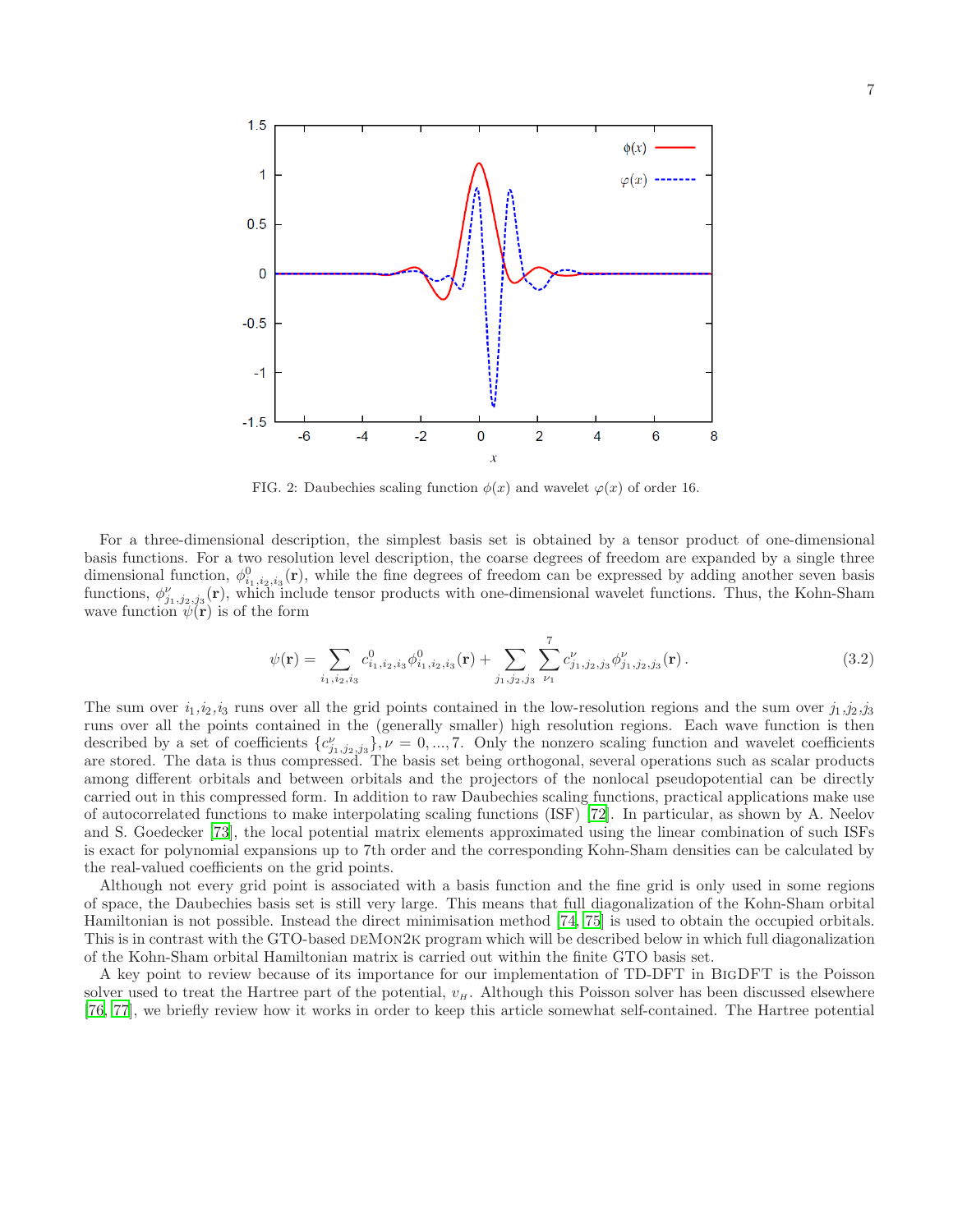FIG. 2: Daubechies scaling function $\phi(x)$ and wavelet $\varphi(x)$ of order 16.

For a three-dimensional description, the simplest basis set is obtained by a tensor product of one-dimensional basis functions. For a two resolution level description, the coarse degrees of freedom are expanded by a single three dimensional function, $\phi^0_{i_1,i_2,i_3}(\mathbf{r})$, while the fine degrees of freedom can be expressed by adding another seven basis functions, $\phi^{\nu}_{j_1,j_2,j_3}(\mathbf{r})$, which include tensor products with one-dimensional wavelet functions. Thus, the Kohn-Sham wave function $\psi(\mathbf{r})$ is of the form

$$\psi(\mathbf{r}) = \sum_{i_1,i_2,i_3} c^0_{i_1,i_2,i_3} \phi^0_{i_1,i_2,i_3}(\mathbf{r}) + \sum_{j_1,j_2,j_3} \sum_{\nu_1}^{7} c^{\nu}_{j_1,j_2,j_3} \phi^{\nu}_{j_1,j_2,j_3}(\mathbf{r}) \, . \tag{3.2}$$

The sum over $i_1$,$i_2$,$i_3$ runs over all the grid points contained in the low-resolution regions and the sum over $j_1$,$j_2$,$j_3$ runs over all the points contained in the (generally smaller) high resolution regions. Each wave function is then described by a set of coefficients $\{c^{\nu}_{j_1,j_2,j_3}\}, \nu = 0, ..., 7$. Only the nonzero scaling function and wavelet coefficients are stored. The data is thus compressed. The basis set being orthogonal, several operations such as scalar products among different orbitals and between orbitals and the projectors of the nonlocal pseudopotential can be directly carried out in this compressed form. In addition to raw Daubechies scaling functions, practical applications make use of autocorrelated functions to make interpolating scaling functions (ISF) [72]. In particular, as shown by A. Neelov and S. Goedecker [73], the local potential matrix elements approximated using the linear combination of such ISFs is exact for polynomial expansions up to 7th order and the corresponding Kohn-Sham densities can be calculated by the real-valued coefficients on the grid points.

Although not every grid point is associated with a basis function and the fine grid is only used in some regions of space, the Daubechies basis set is still very large. This means that full diagonalization of the Kohn-Sham orbital Hamiltonian is not possible. Instead the direct minimisation method [74, 75] is used to obtain the occupied orbitals. This is in contrast with the GTO-based deMon2k program which will be described below in which full diagonalization of the Kohn-Sham orbital Hamiltonian matrix is carried out within the finite GTO basis set.

A key point to review because of its importance for our implementation of TD-DFT in BigDFT is the Poisson solver used to treat the Hartree part of the potential, $v_H$. Although this Poisson solver has been discussed elsewhere [76, 77], we briefly review how it works in order to keep this article somewhat self-contained. The Hartree potential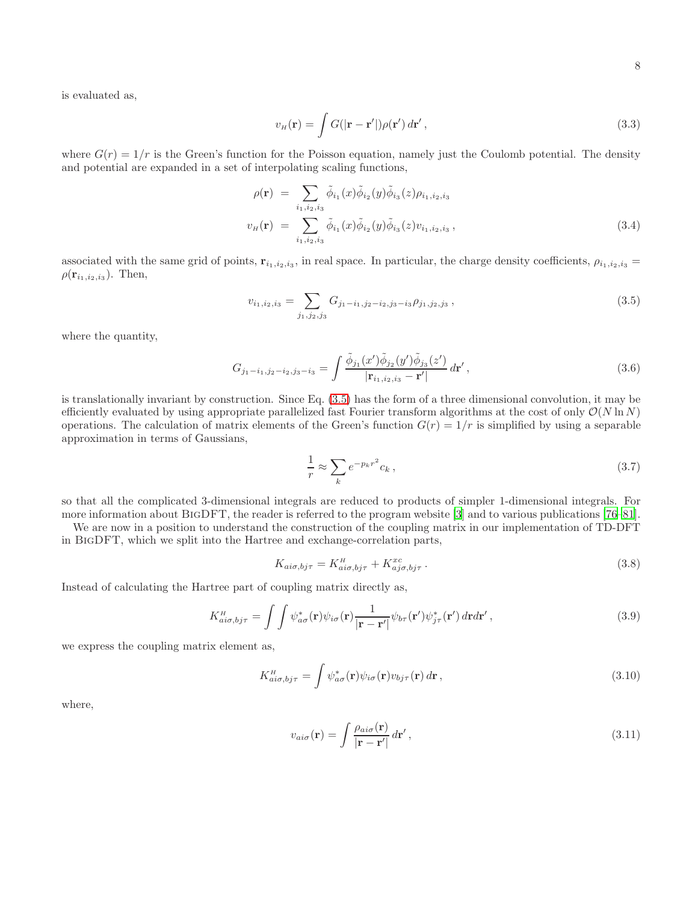is evaluated as,

$$v_{H}(\mathbf{r}) = \int G(|\mathbf{r}-\mathbf{r}'|)\rho(\mathbf{r}')\,d\mathbf{r}'\,, \tag{3.3}$$

where $G(r) = 1/r$ is the Green's function for the Poisson equation, namely just the Coulomb potential. The density and potential are expanded in a set of interpolating scaling functions,

$$\begin{aligned}
\rho(\mathbf{r}) &= \sum_{i_1,i_2,i_3} \tilde{\phi}_{i_1}(x)\tilde{\phi}_{i_2}(y)\tilde{\phi}_{i_3}(z)\rho_{i_1,i_2,i_3} \\
v_{H}(\mathbf{r}) &= \sum_{i_1,i_2,i_3} \tilde{\phi}_{i_1}(x)\tilde{\phi}_{i_2}(y)\tilde{\phi}_{i_3}(z)v_{i_1,i_2,i_3}\,,
\end{aligned} \tag{3.4}$$

associated with the same grid of points, $\mathbf{r}_{i_1,i_2,i_3}$, in real space. In particular, the charge density coefficients, $\rho_{i_1,i_2,i_3} = \rho(\mathbf{r}_{i_1,i_2,i_3})$. Then,

$$v_{i_1,i_2,i_3} = \sum_{j_1,j_2,j_3} G_{j_1-i_1,j_2-i_2,j_3-i_3}\rho_{j_1,j_2,j_3}\,, \tag{3.5}$$

where the quantity,

$$G_{j_1-i_1,j_2-i_2,j_3-i_3} = \int \frac{\tilde{\phi}_{j_1}(x')\tilde{\phi}_{j_2}(y')\tilde{\phi}_{j_3}(z')}{|\mathbf{r}_{i_1,i_2,i_3}-\mathbf{r}'|}\,d\mathbf{r}'\,, \tag{3.6}$$

is translationally invariant by construction. Since Eq. (3.5) has the form of a three dimensional convolution, it may be efficiently evaluated by using appropriate parallelized fast Fourier transform algorithms at the cost of only $\mathcal{O}(N \ln N)$ operations. The calculation of matrix elements of the Green's function $G(r) = 1/r$ is simplified by using a separable approximation in terms of Gaussians,

$$\frac{1}{r} \approx \sum_k e^{-p_k r^2} c_k\,, \tag{3.7}$$

so that all the complicated 3-dimensional integrals are reduced to products of simpler 1-dimensional integrals. For more information about BigDFT, the reader is referred to the program website [3] and to various publications [76–81].

We are now in a position to understand the construction of the coupling matrix in our implementation of TD-DFT in BigDFT, which we split into the Hartree and exchange-correlation parts,

$$K_{ai\sigma,bj\tau} = K^{H}_{ai\sigma,bj\tau} + K^{xc}_{aj\sigma,bj\tau}\,. \tag{3.8}$$

Instead of calculating the Hartree part of coupling matrix directly as,

$$K^{H}_{ai\sigma,bj\tau} = \int\int \psi^{*}_{a\sigma}(\mathbf{r})\psi_{i\sigma}(\mathbf{r})\frac{1}{|\mathbf{r}-\mathbf{r}'|}\psi_{b\tau}(\mathbf{r}')\psi^{*}_{j\tau}(\mathbf{r}')\,d\mathbf{r}d\mathbf{r}'\,, \tag{3.9}$$

we express the coupling matrix element as,

$$K^{H}_{ai\sigma,bj\tau} = \int \psi^{*}_{a\sigma}(\mathbf{r})\psi_{i\sigma}(\mathbf{r})v_{bj\tau}(\mathbf{r})\,d\mathbf{r}\,, \tag{3.10}$$

where,

$$v_{ai\sigma}(\mathbf{r}) = \int \frac{\rho_{ai\sigma}(\mathbf{r})}{|\mathbf{r}-\mathbf{r}'|}\,d\mathbf{r}'\,, \tag{3.11}$$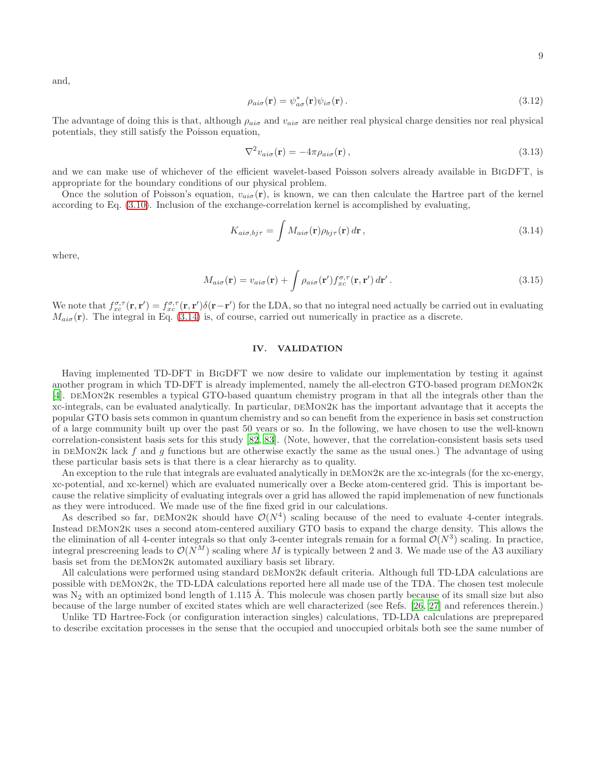and,

$$\rho_{ai\sigma}(\mathbf{r}) = \psi_{a\sigma}^*(\mathbf{r})\psi_{i\sigma}(\mathbf{r}) \,. \tag{3.12}$$

The advantage of doing this is that, although $\rho_{ai\sigma}$ and $v_{ai\sigma}$ are neither real physical charge densities nor real physical potentials, they still satisfy the Poisson equation,

$$\nabla^2 v_{ai\sigma}(\mathbf{r}) = -4\pi\rho_{ai\sigma}(\mathbf{r}) \,, \tag{3.13}$$

and we can make use of whichever of the efficient wavelet-based Poisson solvers already available in BigDFT, is appropriate for the boundary conditions of our physical problem.

Once the solution of Poisson's equation, $v_{ai\sigma}(\mathbf{r})$, is known, we can then calculate the Hartree part of the kernel according to Eq. (3.10). Inclusion of the exchange-correlation kernel is accomplished by evaluating,

$$K_{ai\sigma,bj\tau} = \int M_{ai\sigma}(\mathbf{r})\rho_{bj\tau}(\mathbf{r})\, d\mathbf{r} \,, \tag{3.14}$$

where,

$$M_{ai\sigma}(\mathbf{r}) = v_{ai\sigma}(\mathbf{r}) + \int \rho_{ai\sigma}(\mathbf{r}') f_{xc}^{\sigma,\tau}(\mathbf{r},\mathbf{r}')\, d\mathbf{r}' \,. \tag{3.15}$$

We note that $f_{xc}^{\sigma,\tau}(\mathbf{r},\mathbf{r}') = f_{xc}^{\sigma,\tau}(\mathbf{r},\mathbf{r}')\delta(\mathbf{r}-\mathbf{r}')$ for the LDA, so that no integral need actually be carried out in evaluating $M_{ai\sigma}(\mathbf{r})$. The integral in Eq. (3.14) is, of course, carried out numerically in practice as a discrete.

## IV. VALIDATION

Having implemented TD-DFT in BigDFT we now desire to validate our implementation by testing it against another program in which TD-DFT is already implemented, namely the all-electron GTO-based program deMon2k [4]. deMon2k resembles a typical GTO-based quantum chemistry program in that all the integrals other than the xc-integrals, can be evaluated analytically. In particular, deMon2k has the important advantage that it accepts the popular GTO basis sets common in quantum chemistry and so can benefit from the experience in basis set construction of a large community built up over the past 50 years or so. In the following, we have chosen to use the well-known correlation-consistent basis sets for this study [82, 83]. (Note, however, that the correlation-consistent basis sets used in deMon2k lack $f$ and $g$ functions but are otherwise exactly the same as the usual ones.) The advantage of using these particular basis sets is that there is a clear hierarchy as to quality.

An exception to the rule that integrals are evaluated analytically in deMon2k are the xc-integrals (for the xc-energy, xc-potential, and xc-kernel) which are evaluated numerically over a Becke atom-centered grid. This is important because the relative simplicity of evaluating integrals over a grid has allowed the rapid implemenation of new functionals as they were introduced. We made use of the fine fixed grid in our calculations.

As described so far, deMon2k should have $\mathcal{O}(N^4)$ scaling because of the need to evaluate 4-center integrals. Instead deMon2k uses a second atom-centered auxiliary GTO basis to expand the charge density. This allows the the elimination of all 4-center integrals so that only 3-center integrals remain for a formal $\mathcal{O}(N^3)$ scaling. In practice, integral prescreening leads to $\mathcal{O}(N^M)$ scaling where $M$ is typically between 2 and 3. We made use of the A3 auxiliary basis set from the deMon2k automated auxiliary basis set library.

All calculations were performed using standard deMon2k default criteria. Although full TD-LDA calculations are possible with deMon2k, the TD-LDA calculations reported here all made use of the TDA. The chosen test molecule was $N_2$ with an optimized bond length of 1.115 Å. This molecule was chosen partly because of its small size but also because of the large number of excited states which are well characterized (see Refs. [26, 27] and references therein.)

Unlike TD Hartree-Fock (or configuration interaction singles) calculations, TD-LDA calculations are preprepared to describe excitation processes in the sense that the occupied and unoccupied orbitals both see the same number of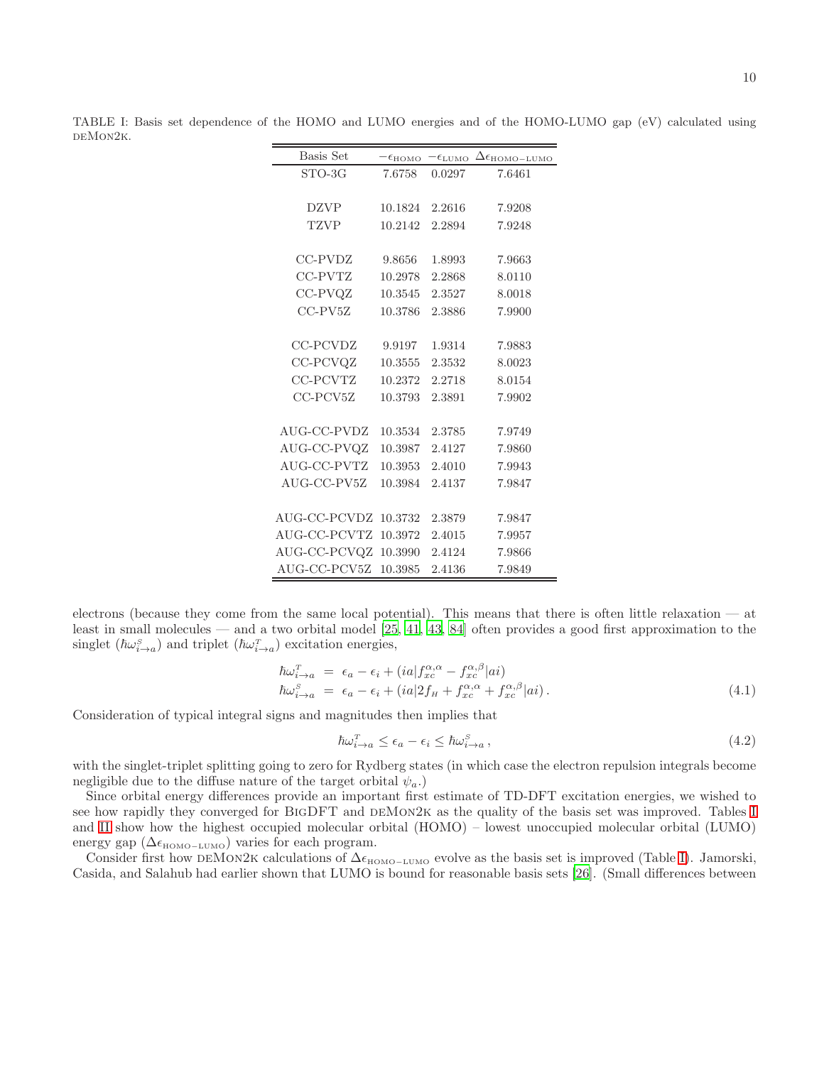TABLE I: Basis set dependence of the HOMO and LUMO energies and of the HOMO-LUMO gap (eV) calculated using deMon2k.

| Basis Set | $-\epsilon_{\text{HOMO}}$ | $-\epsilon_{\text{LUMO}}$ | $\Delta\epsilon_{\text{HOMO-LUMO}}$ |
|---|---|---|---|
| STO-3G | 7.6758 | 0.0297 | 7.6461 |
| | | | |
| DZVP | 10.1824 | 2.2616 | 7.9208 |
| TZVP | 10.2142 | 2.2894 | 7.9248 |
| | | | |
| CC-PVDZ | 9.8656 | 1.8993 | 7.9663 |
| CC-PVTZ | 10.2978 | 2.2868 | 8.0110 |
| CC-PVQZ | 10.3545 | 2.3527 | 8.0018 |
| CC-PV5Z | 10.3786 | 2.3886 | 7.9900 |
| | | | |
| CC-PCVDZ | 9.9197 | 1.9314 | 7.9883 |
| CC-PCVQZ | 10.3555 | 2.3532 | 8.0023 |
| CC-PCVTZ | 10.2372 | 2.2718 | 8.0154 |
| CC-PCV5Z | 10.3793 | 2.3891 | 7.9902 |
| | | | |
| AUG-CC-PVDZ | 10.3534 | 2.3785 | 7.9749 |
| AUG-CC-PVQZ | 10.3987 | 2.4127 | 7.9860 |
| AUG-CC-PVTZ | 10.3953 | 2.4010 | 7.9943 |
| AUG-CC-PV5Z | 10.3984 | 2.4137 | 7.9847 |
| | | | |
| AUG-CC-PCVDZ | 10.3732 | 2.3879 | 7.9847 |
| AUG-CC-PCVTZ | 10.3972 | 2.4015 | 7.9957 |
| AUG-CC-PCVQZ | 10.3990 | 2.4124 | 7.9866 |
| AUG-CC-PCV5Z | 10.3985 | 2.4136 | 7.9849 |

electrons (because they come from the same local potential). This means that there is often little relaxation — at least in small molecules — and a two orbital model [25, 41, 43, 84] often provides a good first approximation to the singlet ($\hbar\omega^{S}_{i\rightarrow a}$) and triplet ($\hbar\omega^{T}_{i\rightarrow a}$) excitation energies,

$$
\begin{aligned}
\hbar\omega^{T}_{i\rightarrow a} &= \epsilon_a - \epsilon_i + (ia|f^{\alpha,\alpha}_{xc} - f^{\alpha,\beta}_{xc}|ai) \\
\hbar\omega^{S}_{i\rightarrow a} &= \epsilon_a - \epsilon_i + (ia|2f_H + f^{\alpha,\alpha}_{xc} + f^{\alpha,\beta}_{xc}|ai)\,.
\end{aligned}
\tag{4.1}
$$

Consideration of typical integral signs and magnitudes then implies that

$$
\hbar\omega^{T}_{i\rightarrow a} \leq \epsilon_a - \epsilon_i \leq \hbar\omega^{S}_{i\rightarrow a}\,,
\tag{4.2}
$$

with the singlet-triplet splitting going to zero for Rydberg states (in which case the electron repulsion integrals become negligible due to the diffuse nature of the target orbital $\psi_a$.)

Since orbital energy differences provide an important first estimate of TD-DFT excitation energies, we wished to see how rapidly they converged for BigDFT and deMon2k as the quality of the basis set was improved. Tables I and II show how the highest occupied molecular orbital (HOMO) – lowest unoccupied molecular orbital (LUMO) energy gap ($\Delta\epsilon_{\text{HOMO-LUMO}}$) varies for each program.

Consider first how deMon2k calculations of $\Delta\epsilon_{\text{HOMO-LUMO}}$ evolve as the basis set is improved (Table I). Jamorski, Casida, and Salahub had earlier shown that LUMO is bound for reasonable basis sets [26]. (Small differences between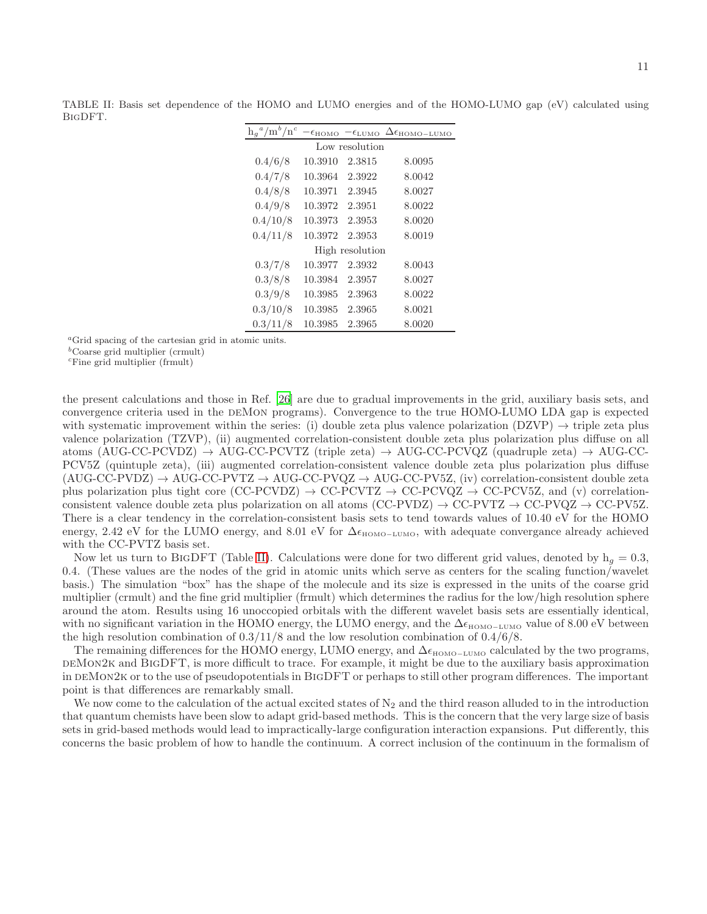TABLE II: Basis set dependence of the HOMO and LUMO energies and of the HOMO-LUMO gap (eV) calculated using BigDFT.

| $h_g$[a]/m[b]/n[c] | $-\epsilon_{\text{HOMO}}$ | $-\epsilon_{\text{LUMO}}$ | $\Delta\epsilon_{\text{HOMO-LUMO}}$ |
|---|---|---|---|
| Low resolution | | | |
| 0.4/6/8 | 10.3910 | 2.3815 | 8.0095 |
| 0.4/7/8 | 10.3964 | 2.3922 | 8.0042 |
| 0.4/8/8 | 10.3971 | 2.3945 | 8.0027 |
| 0.4/9/8 | 10.3972 | 2.3951 | 8.0022 |
| 0.4/10/8 | 10.3973 | 2.3953 | 8.0020 |
| 0.4/11/8 | 10.3972 | 2.3953 | 8.0019 |
| High resolution | | | |
| 0.3/7/8 | 10.3977 | 2.3932 | 8.0043 |
| 0.3/8/8 | 10.3984 | 2.3957 | 8.0027 |
| 0.3/9/8 | 10.3985 | 2.3963 | 8.0022 |
| 0.3/10/8 | 10.3985 | 2.3965 | 8.0021 |
| 0.3/11/8 | 10.3985 | 2.3965 | 8.0020 |

[a]Grid spacing of the cartesian grid in atomic units.
[b]Coarse grid multiplier (crmult)
[c]Fine grid multiplier (frmult)

the present calculations and those in Ref. [26] are due to gradual improvements in the grid, auxiliary basis sets, and convergence criteria used in the deMon programs). Convergence to the true HOMO-LUMO LDA gap is expected with systematic improvement within the series: (i) double zeta plus valence polarization (DZVP) → triple zeta plus valence polarization (TZVP), (ii) augmented correlation-consistent double zeta plus polarization plus diffuse on all atoms (AUG-CC-PCVDZ) → AUG-CC-PCVTZ (triple zeta) → AUG-CC-PCVQZ (quadruple zeta) → AUG-CC-PCV5Z (quintuple zeta), (iii) augmented correlation-consistent valence double zeta plus polarization plus diffuse (AUG-CC-PVDZ) → AUG-CC-PVTZ → AUG-CC-PVQZ → AUG-CC-PV5Z, (iv) correlation-consistent double zeta plus polarization plus tight core (CC-PCVDZ) → CC-PCVTZ → CC-PCVQZ → CC-PCV5Z, and (v) correlation-consistent valence double zeta plus polarization on all atoms (CC-PVDZ) → CC-PVTZ → CC-PVQZ → CC-PV5Z. There is a clear tendency in the correlation-consistent basis sets to tend towards values of 10.40 eV for the HOMO energy, 2.42 eV for the LUMO energy, and 8.01 eV for $\Delta\epsilon_{\text{HOMO-LUMO}}$, with adequate convergance already achieved with the CC-PVTZ basis set.

Now let us turn to BigDFT (Table II). Calculations were done for two different grid values, denoted by $h_g = 0.3$, 0.4. (These values are the nodes of the grid in atomic units which serve as centers for the scaling function/wavelet basis.) The simulation "box" has the shape of the molecule and its size is expressed in the units of the coarse grid multiplier (crmult) and the fine grid multiplier (frmult) which determines the radius for the low/high resolution sphere around the atom. Results using 16 unoccopied orbitals with the different wavelet basis sets are essentially identical, with no significant variation in the HOMO energy, the LUMO energy, and the $\Delta\epsilon_{\text{HOMO-LUMO}}$ value of 8.00 eV between the high resolution combination of 0.3/11/8 and the low resolution combination of 0.4/6/8.

The remaining differences for the HOMO energy, LUMO energy, and $\Delta\epsilon_{\text{HOMO-LUMO}}$ calculated by the two programs, deMon2k and BigDFT, is more difficult to trace. For example, it might be due to the auxiliary basis approximation in deMon2k or to the use of pseudopotentials in BigDFT or perhaps to still other program differences. The important point is that differences are remarkably small.

We now come to the calculation of the actual excited states of $N_2$ and the third reason alluded to in the introduction that quantum chemists have been slow to adapt grid-based methods. This is the concern that the very large size of basis sets in grid-based methods would lead to impractically-large configuration interaction expansions. Put differently, this concerns the basic problem of how to handle the continuum. A correct inclusion of the continuum in the formalism of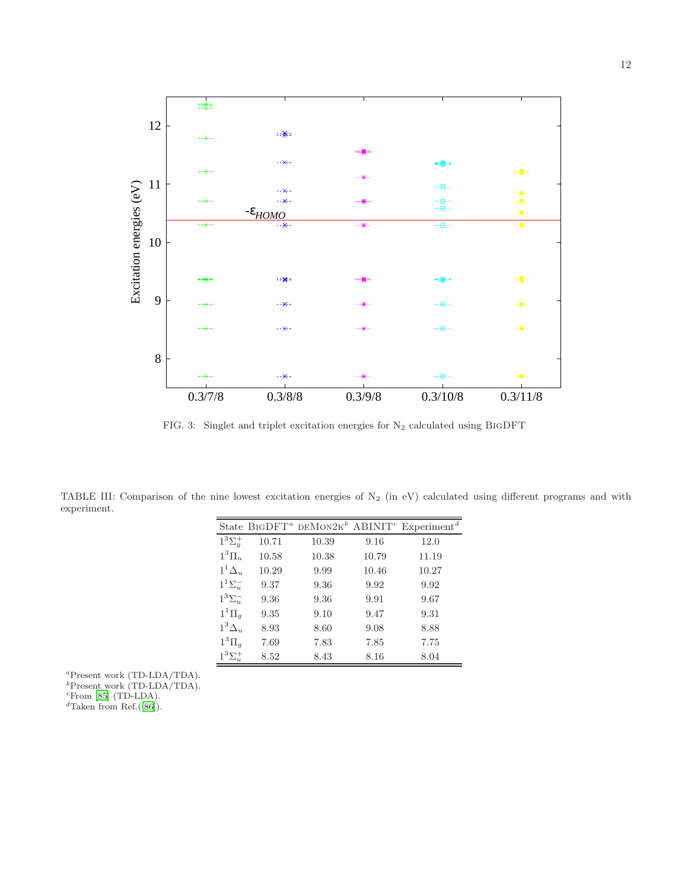FIG. 3: Singlet and triplet excitation energies for $N_2$ calculated using BigDFT

TABLE III: Comparison of the nine lowest excitation energies of $N_2$ (in eV) calculated using different programs and with experiment.

| State | BigDFT[a] | deMon2k[b] | ABINIT[c] | Experiment[d] |
|---|---|---|---|---|
| $1^3\Sigma_g^+$ | 10.71 | 10.39 | 9.16 | 12.0 |
| $1^3\Pi_u$ | 10.58 | 10.38 | 10.79 | 11.19 |
| $1^1\Delta_u$ | 10.29 | 9.99 | 10.46 | 10.27 |
| $1^1\Sigma_u^-$ | 9.37 | 9.36 | 9.92 | 9.92 |
| $1^3\Sigma_u^-$ | 9.36 | 9.36 | 9.91 | 9.67 |
| $1^1\Pi_g$ | 9.35 | 9.10 | 9.47 | 9.31 |
| $1^3\Delta_u$ | 8.93 | 8.60 | 9.08 | 8.88 |
| $1^3\Pi_g$ | 7.69 | 7.83 | 7.85 | 7.75 |
| $1^3\Sigma_u^+$ | 8.52 | 8.43 | 8.16 | 8.04 |

[a]Present work (TD-LDA/TDA).
[b]Present work (TD-LDA/TDA).
[c]From [85] (TD-LDA).
[d]Taken from Ref.([86]).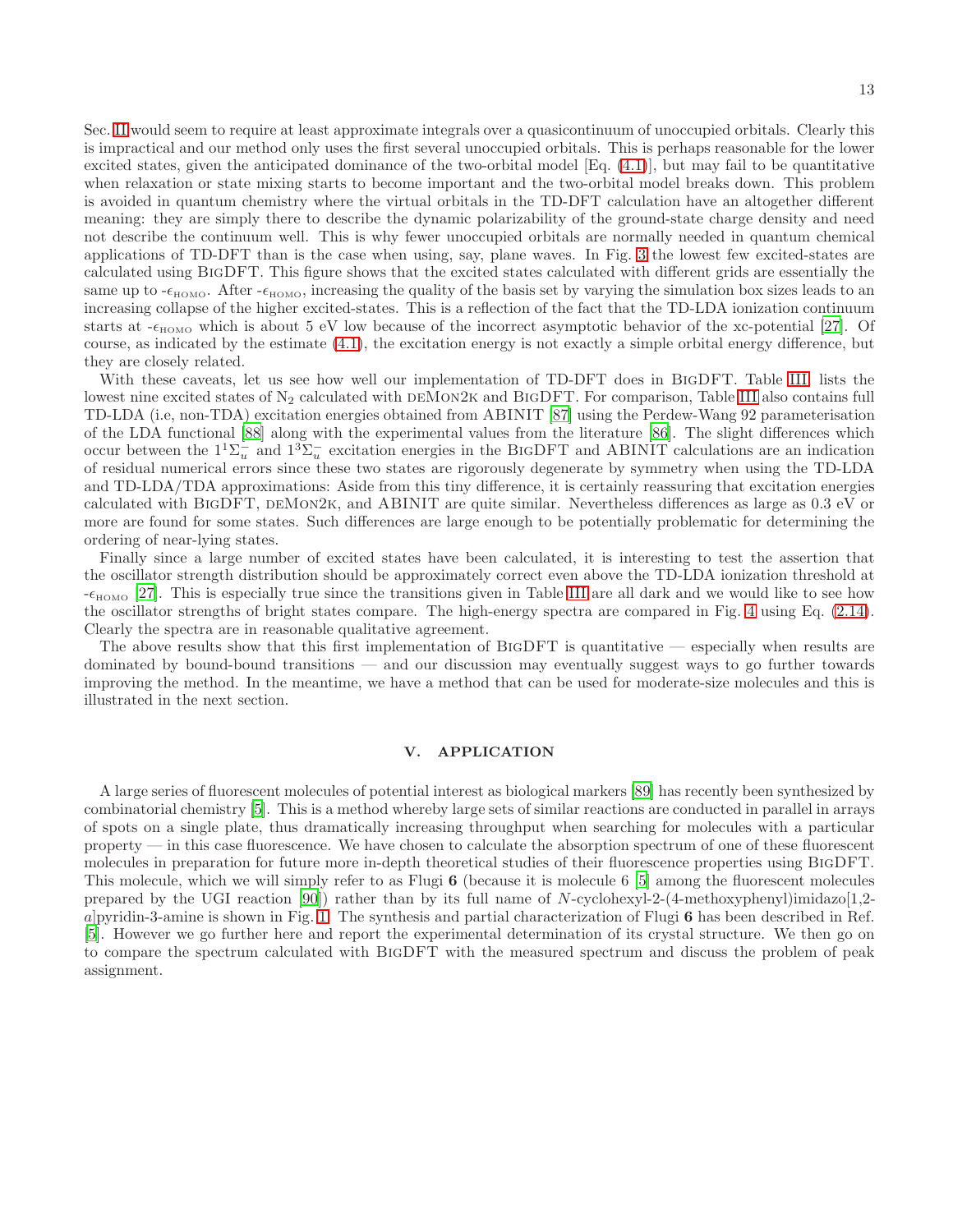Sec. II would seem to require at least approximate integrals over a quasicontinuum of unoccupied orbitals. Clearly this is impractical and our method only uses the first several unoccupied orbitals. This is perhaps reasonable for the lower excited states, given the anticipated dominance of the two-orbital model [Eq. (4.1)], but may fail to be quantitative when relaxation or state mixing starts to become important and the two-orbital model breaks down. This problem is avoided in quantum chemistry where the virtual orbitals in the TD-DFT calculation have an altogether different meaning: they are simply there to describe the dynamic polarizability of the ground-state charge density and need not describe the continuum well. This is why fewer unoccupied orbitals are normally needed in quantum chemical applications of TD-DFT than is the case when using, say, plane waves. In Fig. 3 the lowest few excited-states are calculated using BigDFT. This figure shows that the excited states calculated with different grids are essentially the same up to -$\epsilon_{\text{HOMO}}$. After -$\epsilon_{\text{HOMO}}$, increasing the quality of the basis set by varying the simulation box sizes leads to an increasing collapse of the higher excited-states. This is a reflection of the fact that the TD-LDA ionization continuum starts at -$\epsilon_{\text{HOMO}}$ which is about 5 eV low because of the incorrect asymptotic behavior of the xc-potential [27]. Of course, as indicated by the estimate (4.1), the excitation energy is not exactly a simple orbital energy difference, but they are closely related.

With these caveats, let us see how well our implementation of TD-DFT does in BigDFT. Table III lists the lowest nine excited states of $N_2$ calculated with deMon2k and BigDFT. For comparison, Table III also contains full TD-LDA (i.e, non-TDA) excitation energies obtained from ABINIT [87] using the Perdew-Wang 92 parameterisation of the LDA functional [88] along with the experimental values from the literature [86]. The slight differences which occur between the $1^1\Sigma_u^-$ and $1^3\Sigma_u^-$ excitation energies in the BigDFT and ABINIT calculations are an indication of residual numerical errors since these two states are rigorously degenerate by symmetry when using the TD-LDA and TD-LDA/TDA approximations: Aside from this tiny difference, it is certainly reassuring that excitation energies calculated with BigDFT, deMon2k, and ABINIT are quite similar. Nevertheless differences as large as 0.3 eV or more are found for some states. Such differences are large enough to be potentially problematic for determining the ordering of near-lying states.

Finally since a large number of excited states have been calculated, it is interesting to test the assertion that the oscillator strength distribution should be approximately correct even above the TD-LDA ionization threshold at -$\epsilon_{\text{HOMO}}$ [27]. This is especially true since the transitions given in Table III are all dark and we would like to see how the oscillator strengths of bright states compare. The high-energy spectra are compared in Fig. 4 using Eq. (2.14). Clearly the spectra are in reasonable qualitative agreement.

The above results show that this first implementation of BigDFT is quantitative — especially when results are dominated by bound-bound transitions — and our discussion may eventually suggest ways to go further towards improving the method. In the meantime, we have a method that can be used for moderate-size molecules and this is illustrated in the next section.

## V. APPLICATION

A large series of fluorescent molecules of potential interest as biological markers [89] has recently been synthesized by combinatorial chemistry [5]. This is a method whereby large sets of similar reactions are conducted in parallel in arrays of spots on a single plate, thus dramatically increasing throughput when searching for molecules with a particular property — in this case fluorescence. We have chosen to calculate the absorption spectrum of one of these fluorescent molecules in preparation for future more in-depth theoretical studies of their fluorescence properties using BigDFT. This molecule, which we will simply refer to as Flugi **6** (because it is molecule 6 [5] among the fluorescent molecules prepared by the UGI reaction [90]) rather than by its full name of *N*-cyclohexyl-2-(4-methoxyphenyl)imidazo[1,2-*a*]pyridin-3-amine is shown in Fig. 1. The synthesis and partial characterization of Flugi **6** has been described in Ref. [5]. However we go further here and report the experimental determination of its crystal structure. We then go on to compare the spectrum calculated with BigDFT with the measured spectrum and discuss the problem of peak assignment.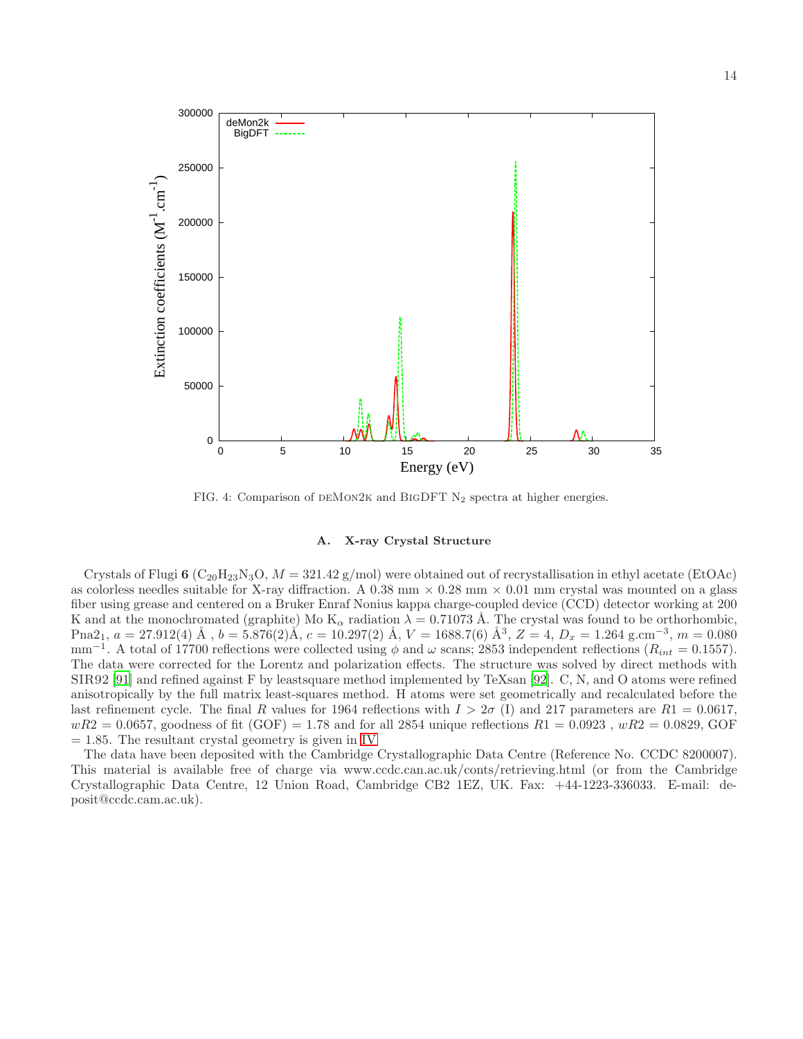FIG. 4: Comparison of DEMON2K and BIGDFT $N_2$ spectra at higher energies.

### A. X-ray Crystal Structure

Crystals of Flugi **6** ($C_{20}H_{23}N_3O$, $M = 321.42$ g/mol) were obtained out of recrystallisation in ethyl acetate (EtOAc) as colorless needles suitable for X-ray diffraction. A 0.38 mm × 0.28 mm × 0.01 mm crystal was mounted on a glass fiber using grease and centered on a Bruker Enraf Nonius kappa charge-coupled device (CCD) detector working at 200 K and at the monochromated (graphite) Mo $K_\alpha$ radiation $\lambda = 0.71073$ Å. The crystal was found to be orthorhombic, Pna$2_1$, $a = 27.912(4)$ Å , $b = 5.876(2)$Å, $c = 10.297(2)$ Å, $V = 1688.7(6)$ Å$^3$, $Z = 4$, $D_x = 1.264$ g.cm$^{-3}$, $m = 0.080$ mm$^{-1}$. A total of 17700 reflections were collected using $\phi$ and $\omega$ scans; 2853 independent reflections ($R_{int} = 0.1557$). The data were corrected for the Lorentz and polarization effects. The structure was solved by direct methods with SIR92 [91] and refined against F by leastsquare method implemented by TeXsan [92]. C, N, and O atoms were refined anisotropically by the full matrix least-squares method. H atoms were set geometrically and recalculated before the last refinement cycle. The final $R$ values for 1964 reflections with $I > 2\sigma$ (I) and 217 parameters are $R1 = 0.0617$, $wR2 = 0.0657$, goodness of fit (GOF) = 1.78 and for all 2854 unique reflections $R1 = 0.0923$ , $wR2 = 0.0829$, GOF = 1.85. The resultant crystal geometry is given in IV.

The data have been deposited with the Cambridge Crystallographic Data Centre (Reference No. CCDC 8200007). This material is available free of charge via www.ccdc.can.ac.uk/conts/retrieving.html (or from the Cambridge Crystallographic Data Centre, 12 Union Road, Cambridge CB2 1EZ, UK. Fax: +44-1223-336033. E-mail: deposit@ccdc.cam.ac.uk).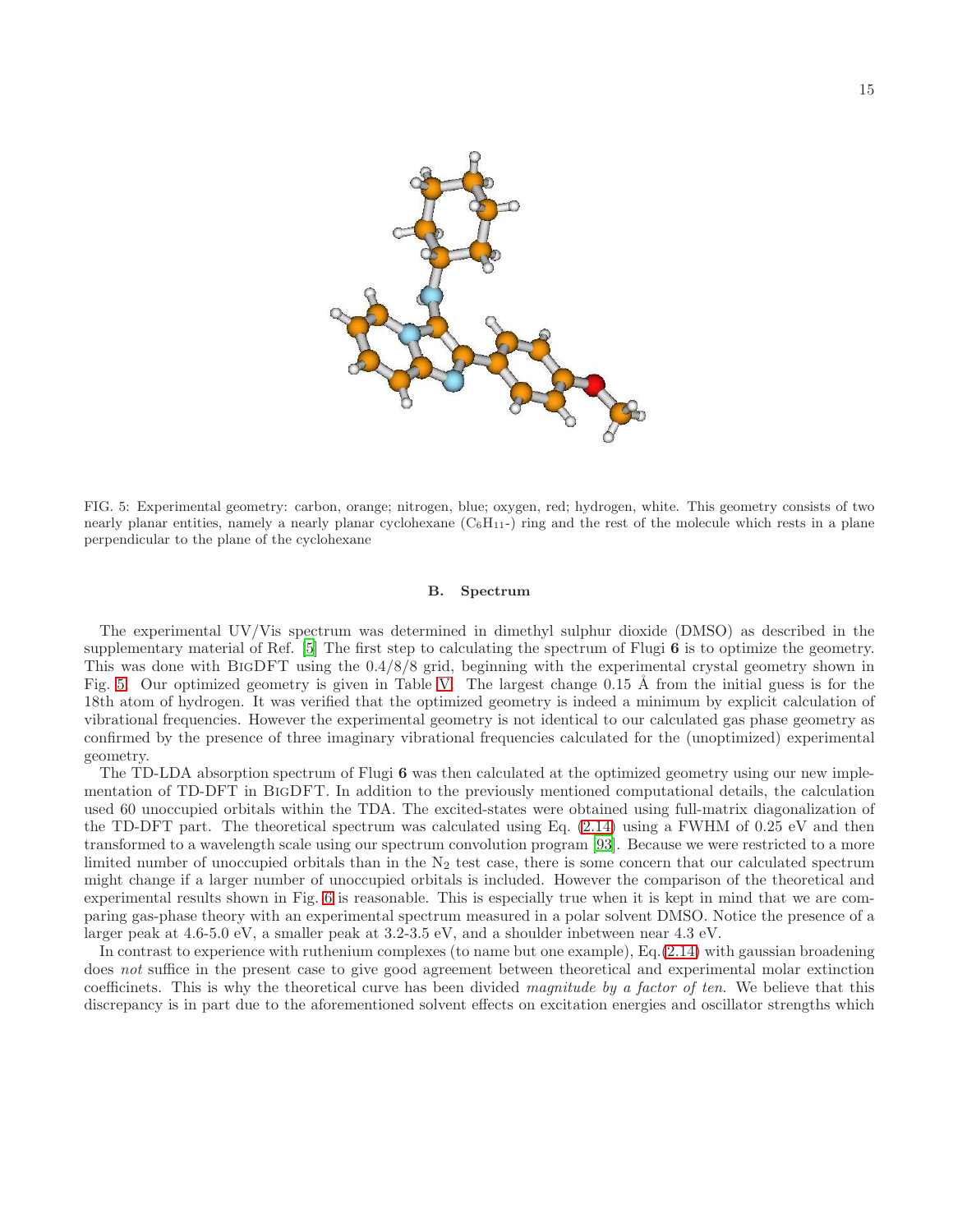FIG. 5: Experimental geometry: carbon, orange; nitrogen, blue; oxygen, red; hydrogen, white. This geometry consists of two nearly planar entities, namely a nearly planar cyclohexane ($C_6H_{11}$-) ring and the rest of the molecule which rests in a plane perpendicular to the plane of the cyclohexane

### B. Spectrum

The experimental UV/Vis spectrum was determined in dimethyl sulphur dioxide (DMSO) as described in the supplementary material of Ref. [5] The first step to calculating the spectrum of Flugi **6** is to optimize the geometry. This was done with BigDFT using the 0.4/8/8 grid, beginning with the experimental crystal geometry shown in Fig. 5. Our optimized geometry is given in Table V. The largest change 0.15 Å from the initial guess is for the 18th atom of hydrogen. It was verified that the optimized geometry is indeed a minimum by explicit calculation of vibrational frequencies. However the experimental geometry is not identical to our calculated gas phase geometry as confirmed by the presence of three imaginary vibrational frequencies calculated for the (unoptimized) experimental geometry.

The TD-LDA absorption spectrum of Flugi **6** was then calculated at the optimized geometry using our new implementation of TD-DFT in BigDFT. In addition to the previously mentioned computational details, the calculation used 60 unoccupied orbitals within the TDA. The excited-states were obtained using full-matrix diagonalization of the TD-DFT part. The theoretical spectrum was calculated using Eq. (2.14) using a FWHM of 0.25 eV and then transformed to a wavelength scale using our spectrum convolution program [93]. Because we were restricted to a more limited number of unoccupied orbitals than in the $N_2$ test case, there is some concern that our calculated spectrum might change if a larger number of unoccupied orbitals is included. However the comparison of the theoretical and experimental results shown in Fig. 6 is reasonable. This is especially true when it is kept in mind that we are comparing gas-phase theory with an experimental spectrum measured in a polar solvent DMSO. Notice the presence of a larger peak at 4.6-5.0 eV, a smaller peak at 3.2-3.5 eV, and a shoulder inbetween near 4.3 eV.

In contrast to experience with ruthenium complexes (to name but one example), Eq.(2.14) with gaussian broadening does *not* suffice in the present case to give good agreement between theoretical and experimental molar extinction coefficinets. This is why the theoretical curve has been divided *magnitude by a factor of ten*. We believe that this discrepancy is in part due to the aforementioned solvent effects on excitation energies and oscillator strengths which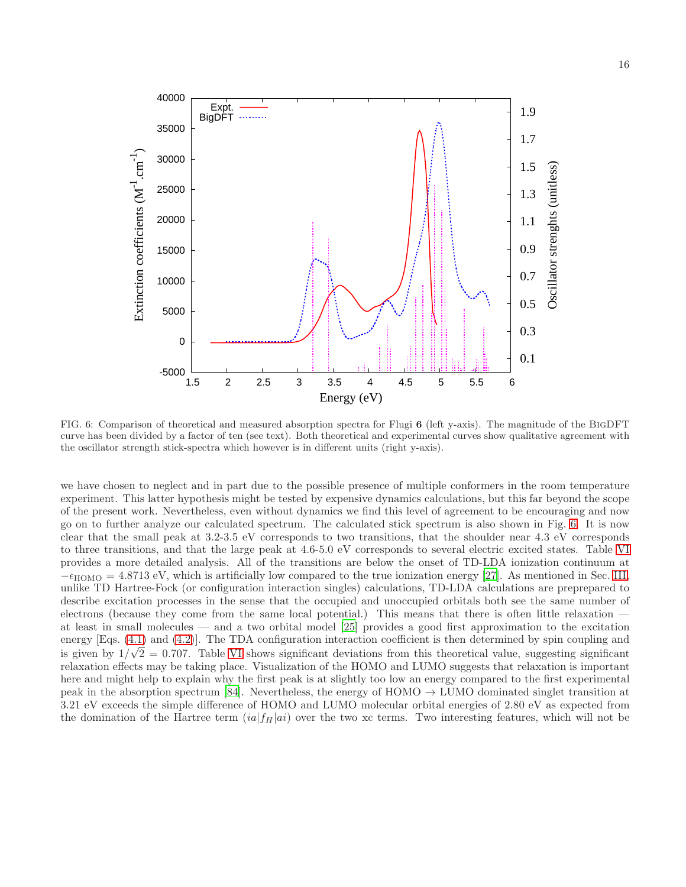FIG. 6: Comparison of theoretical and measured absorption spectra for Flugi **6** (left y-axis). The magnitude of the BigDFT curve has been divided by a factor of ten (see text). Both theoretical and experimental curves show qualitative agreement with the oscillator strength stick-spectra which however is in different units (right y-axis).

we have chosen to neglect and in part due to the possible presence of multiple conformers in the room temperature experiment. This latter hypothesis might be tested by expensive dynamics calculations, but this far beyond the scope of the present work. Nevertheless, even without dynamics we find this level of agreement to be encouraging and now go on to further analyze our calculated spectrum. The calculated stick spectrum is also shown in Fig. 6. It is now clear that the small peak at 3.2-3.5 eV corresponds to two transitions, that the shoulder near 4.3 eV corresponds to three transitions, and that the large peak at 4.6-5.0 eV corresponds to several electric excited states. Table VI provides a more detailed analysis. All of the transitions are below the onset of TD-LDA ionization continuum at $-\epsilon_{\text{HOMO}} = 4.8713$ eV, which is artificially low compared to the true ionization energy [27]. As mentioned in Sec. III, unlike TD Hartree-Fock (or configuration interaction singles) calculations, TD-LDA calculations are preprepared to describe excitation processes in the sense that the occupied and unoccupied orbitals both see the same number of electrons (because they come from the same local potential.) This means that there is often little relaxation — at least in small molecules — and a two orbital model [25] provides a good first approximation to the excitation energy [Eqs. (4.1) and (4.2)]. The TDA configuration interaction coefficient is then determined by spin coupling and is given by $1/\sqrt{2} = 0.707$. Table VI shows significant deviations from this theoretical value, suggesting significant relaxation effects may be taking place. Visualization of the HOMO and LUMO suggests that relaxation is important here and might help to explain why the first peak is at slightly too low an energy compared to the first experimental peak in the absorption spectrum [84]. Nevertheless, the energy of HOMO $\rightarrow$ LUMO dominated singlet transition at 3.21 eV exceeds the simple difference of HOMO and LUMO molecular orbital energies of 2.80 eV as expected from the domination of the Hartree term $(ia|f_H|ai)$ over the two xc terms. Two interesting features, which will not be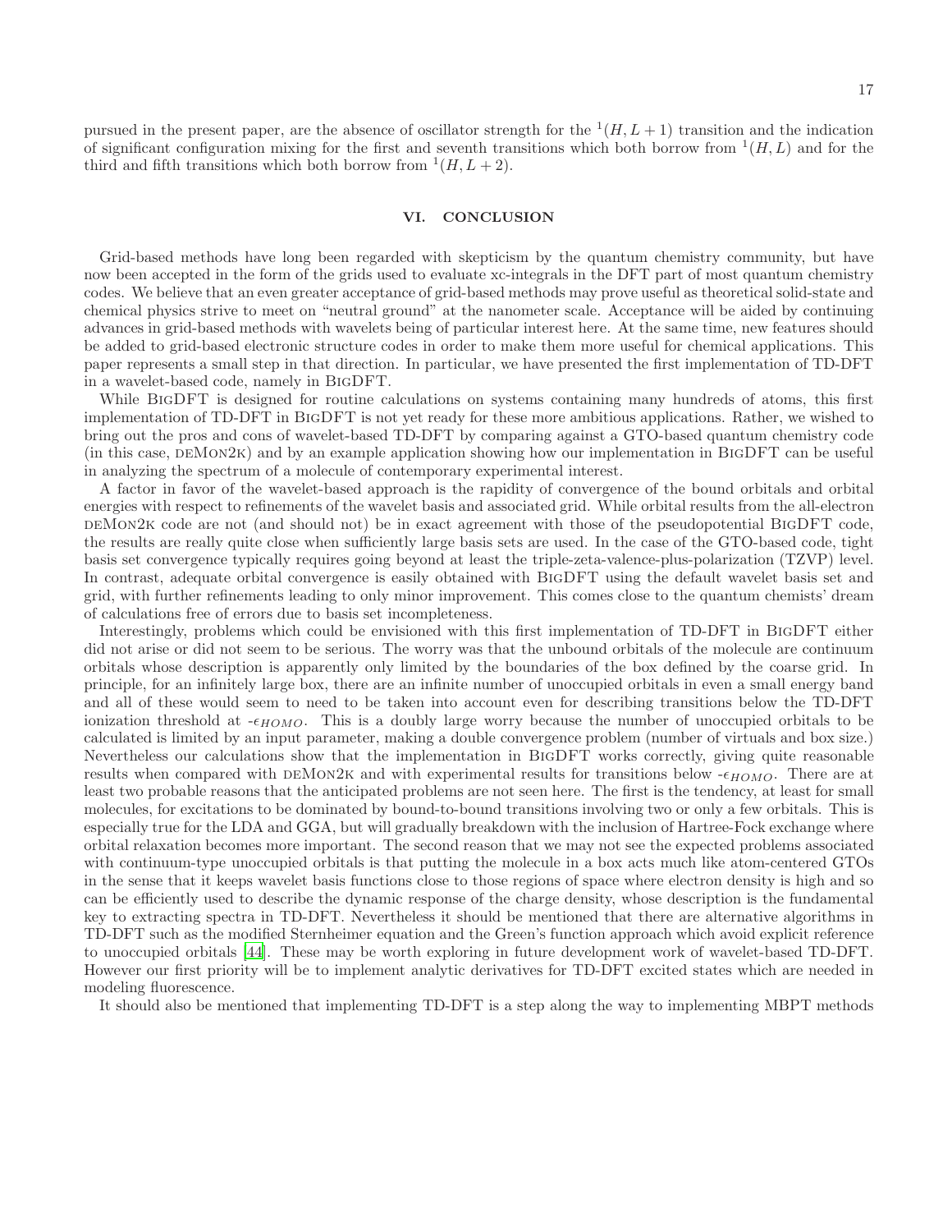pursued in the present paper, are the absence of oscillator strength for the ${}^1(H, L+1)$ transition and the indication of significant configuration mixing for the first and seventh transitions which both borrow from ${}^1(H, L)$ and for the third and fifth transitions which both borrow from ${}^1(H, L+2)$.

## VI. CONCLUSION

Grid-based methods have long been regarded with skepticism by the quantum chemistry community, but have now been accepted in the form of the grids used to evaluate xc-integrals in the DFT part of most quantum chemistry codes. We believe that an even greater acceptance of grid-based methods may prove useful as theoretical solid-state and chemical physics strive to meet on "neutral ground" at the nanometer scale. Acceptance will be aided by continuing advances in grid-based methods with wavelets being of particular interest here. At the same time, new features should be added to grid-based electronic structure codes in order to make them more useful for chemical applications. This paper represents a small step in that direction. In particular, we have presented the first implementation of TD-DFT in a wavelet-based code, namely in BigDFT.

While BigDFT is designed for routine calculations on systems containing many hundreds of atoms, this first implementation of TD-DFT in BigDFT is not yet ready for these more ambitious applications. Rather, we wished to bring out the pros and cons of wavelet-based TD-DFT by comparing against a GTO-based quantum chemistry code (in this case, deMon2k) and by an example application showing how our implementation in BigDFT can be useful in analyzing the spectrum of a molecule of contemporary experimental interest.

A factor in favor of the wavelet-based approach is the rapidity of convergence of the bound orbitals and orbital energies with respect to refinements of the wavelet basis and associated grid. While orbital results from the all-electron deMon2k code are not (and should not) be in exact agreement with those of the pseudopotential BigDFT code, the results are really quite close when sufficiently large basis sets are used. In the case of the GTO-based code, tight basis set convergence typically requires going beyond at least the triple-zeta-valence-plus-polarization (TZVP) level. In contrast, adequate orbital convergence is easily obtained with BigDFT using the default wavelet basis set and grid, with further refinements leading to only minor improvement. This comes close to the quantum chemists' dream of calculations free of errors due to basis set incompleteness.

Interestingly, problems which could be envisioned with this first implementation of TD-DFT in BigDFT either did not arise or did not seem to be serious. The worry was that the unbound orbitals of the molecule are continuum orbitals whose description is apparently only limited by the boundaries of the box defined by the coarse grid. In principle, for an infinitely large box, there are an infinite number of unoccupied orbitals in even a small energy band and all of these would seem to need to be taken into account even for describing transitions below the TD-DFT ionization threshold at -$\epsilon_{HOMO}$. This is a doubly large worry because the number of unoccupied orbitals to be calculated is limited by an input parameter, making a double convergence problem (number of virtuals and box size.) Nevertheless our calculations show that the implementation in BigDFT works correctly, giving quite reasonable results when compared with deMon2k and with experimental results for transitions below -$\epsilon_{HOMO}$. There are at least two probable reasons that the anticipated problems are not seen here. The first is the tendency, at least for small molecules, for excitations to be dominated by bound-to-bound transitions involving two or only a few orbitals. This is especially true for the LDA and GGA, but will gradually breakdown with the inclusion of Hartree-Fock exchange where orbital relaxation becomes more important. The second reason that we may not see the expected problems associated with continuum-type unoccupied orbitals is that putting the molecule in a box acts much like atom-centered GTOs in the sense that it keeps wavelet basis functions close to those regions of space where electron density is high and so can be efficiently used to describe the dynamic response of the charge density, whose description is the fundamental key to extracting spectra in TD-DFT. Nevertheless it should be mentioned that there are alternative algorithms in TD-DFT such as the modified Sternheimer equation and the Green's function approach which avoid explicit reference to unoccupied orbitals [44]. These may be worth exploring in future development work of wavelet-based TD-DFT. However our first priority will be to implement analytic derivatives for TD-DFT excited states which are needed in modeling fluorescence.

It should also be mentioned that implementing TD-DFT is a step along the way to implementing MBPT methods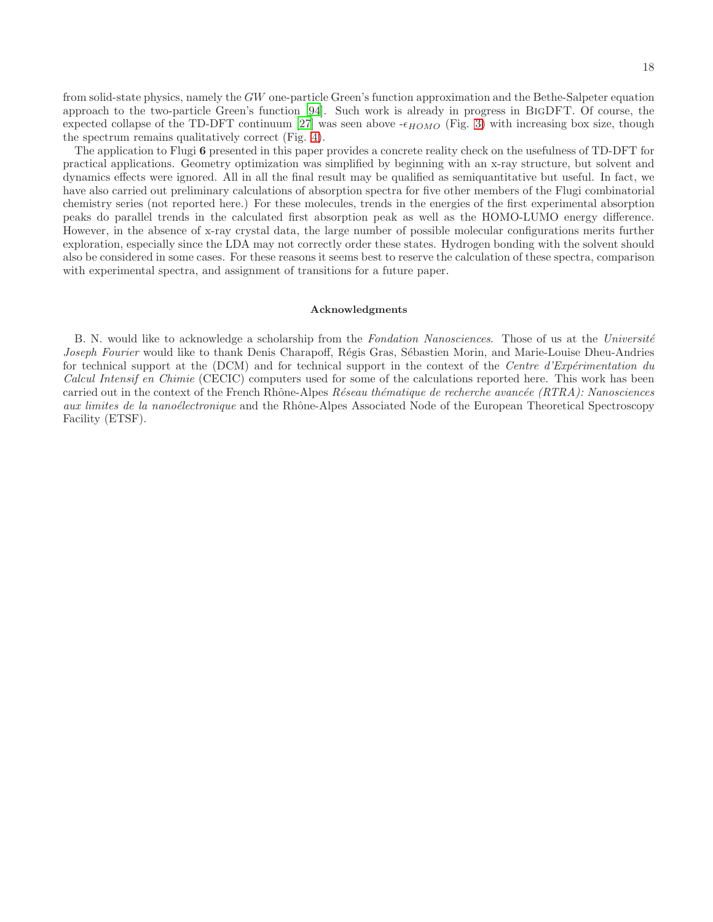from solid-state physics, namely the *GW* one-particle Green's function approximation and the Bethe-Salpeter equation approach to the two-particle Green's function [94]. Such work is already in progress in BigDFT. Of course, the expected collapse of the TD-DFT continuum [27] was seen above -$\epsilon_{HOMO}$ (Fig. 3) with increasing box size, though the spectrum remains qualitatively correct (Fig. 4).

The application to Flugi **6** presented in this paper provides a concrete reality check on the usefulness of TD-DFT for practical applications. Geometry optimization was simplified by beginning with an x-ray structure, but solvent and dynamics effects were ignored. All in all the final result may be qualified as semiquantitative but useful. In fact, we have also carried out preliminary calculations of absorption spectra for five other members of the Flugi combinatorial chemistry series (not reported here.) For these molecules, trends in the energies of the first experimental absorption peaks do parallel trends in the calculated first absorption peak as well as the HOMO-LUMO energy difference. However, in the absence of x-ray crystal data, the large number of possible molecular configurations merits further exploration, especially since the LDA may not correctly order these states. Hydrogen bonding with the solvent should also be considered in some cases. For these reasons it seems best to reserve the calculation of these spectra, comparison with experimental spectra, and assignment of transitions for a future paper.

### Acknowledgments

B. N. would like to acknowledge a scholarship from the *Fondation Nanosciences*. Those of us at the *Université Joseph Fourier* would like to thank Denis Charapoff, Régis Gras, Sébastien Morin, and Marie-Louise Dheu-Andries for technical support at the (DCM) and for technical support in the context of the *Centre d'Expérimentation du Calcul Intensif en Chimie* (CECIC) computers used for some of the calculations reported here. This work has been carried out in the context of the French Rhône-Alpes *Réseau thématique de recherche avancée (RTRA): Nanosciences aux limites de la nanoélectronique* and the Rhône-Alpes Associated Node of the European Theoretical Spectroscopy Facility (ETSF).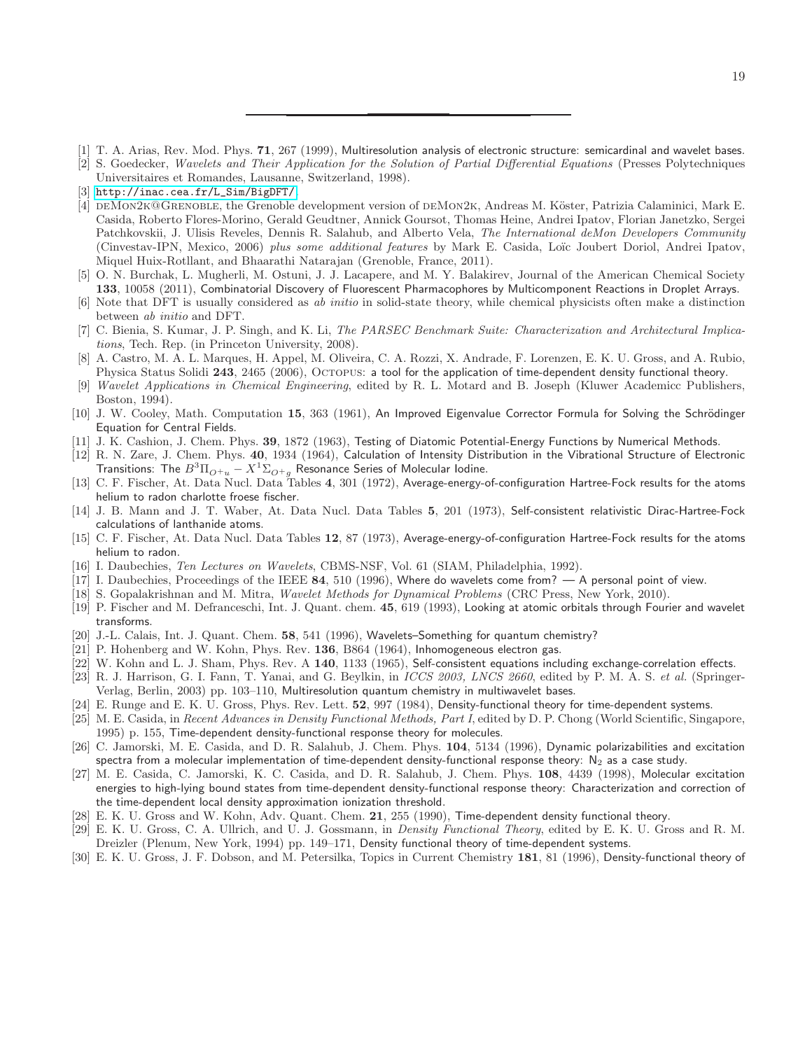---

[1] T. A. Arias, Rev. Mod. Phys. **71**, 267 (1999), Multiresolution analysis of electronic structure: semicardinal and wavelet bases.

[2] S. Goedecker, *Wavelets and Their Application for the Solution of Partial Differential Equations* (Presses Polytechniques Universitaires et Romandes, Lausanne, Switzerland, 1998).

[3] http://inac.cea.fr/L_Sim/BigDFT/.

[4] deMon2k@Grenoble, the Grenoble development version of deMon2k, Andreas M. Köster, Patrizia Calaminici, Mark E. Casida, Roberto Flores-Morino, Gerald Geudtner, Annick Goursot, Thomas Heine, Andrei Ipatov, Florian Janetzko, Sergei Patchkovskii, J. Ulisis Reveles, Dennis R. Salahub, and Alberto Vela, *The International deMon Developers Community* (Cinvestav-IPN, Mexico, 2006) *plus some additional features* by Mark E. Casida, Loïc Joubert Doriol, Andrei Ipatov, Miquel Huix-Rotllant, and Bhaarathi Natarajan (Grenoble, France, 2011).

[5] O. N. Burchak, L. Mugherli, M. Ostuni, J. J. Lacapere, and M. Y. Balakirev, Journal of the American Chemical Society **133**, 10058 (2011), Combinatorial Discovery of Fluorescent Pharmacophores by Multicomponent Reactions in Droplet Arrays.

[6] Note that DFT is usually considered as *ab initio* in solid-state theory, while chemical physicists often make a distinction between *ab initio* and DFT.

[7] C. Bienia, S. Kumar, J. P. Singh, and K. Li, *The PARSEC Benchmark Suite: Characterization and Architectural Implications*, Tech. Rep. (in Princeton University, 2008).

[8] A. Castro, M. A. L. Marques, H. Appel, M. Oliveira, C. A. Rozzi, X. Andrade, F. Lorenzen, E. K. U. Gross, and A. Rubio, Physica Status Solidi **243**, 2465 (2006), Octopus: a tool for the application of time-dependent density functional theory.

[9] *Wavelet Applications in Chemical Engineering*, edited by R. L. Motard and B. Joseph (Kluwer Academicc Publishers, Boston, 1994).

[10] J. W. Cooley, Math. Computation **15**, 363 (1961), An Improved Eigenvalue Corrector Formula for Solving the Schrödinger Equation for Central Fields.

[11] J. K. Cashion, J. Chem. Phys. **39**, 1872 (1963), Testing of Diatomic Potential-Energy Functions by Numerical Methods.

[12] R. N. Zare, J. Chem. Phys. **40**, 1934 (1964), Calculation of Intensity Distribution in the Vibrational Structure of Electronic Transitions: The $B^3\Pi_{O+u} - X^1\Sigma_{O+g}$ Resonance Series of Molecular Iodine.

[13] C. F. Fischer, At. Data Nucl. Data Tables **4**, 301 (1972), Average-energy-of-configuration Hartree-Fock results for the atoms helium to radon charlotte froese fischer.

[14] J. B. Mann and J. T. Waber, At. Data Nucl. Data Tables **5**, 201 (1973), Self-consistent relativistic Dirac-Hartree-Fock calculations of lanthanide atoms.

[15] C. F. Fischer, At. Data Nucl. Data Tables **12**, 87 (1973), Average-energy-of-configuration Hartree-Fock results for the atoms helium to radon.

[16] I. Daubechies, *Ten Lectures on Wavelets*, CBMS-NSF, Vol. 61 (SIAM, Philadelphia, 1992).

[17] I. Daubechies, Proceedings of the IEEE **84**, 510 (1996), Where do wavelets come from? — A personal point of view.

[18] S. Gopalakrishnan and M. Mitra, *Wavelet Methods for Dynamical Problems* (CRC Press, New York, 2010).

[19] P. Fischer and M. Defranceschi, Int. J. Quant. chem. **45**, 619 (1993), Looking at atomic orbitals through Fourier and wavelet transforms.

[20] J.-L. Calais, Int. J. Quant. Chem. **58**, 541 (1996), Wavelets–Something for quantum chemistry?

[21] P. Hohenberg and W. Kohn, Phys. Rev. **136**, B864 (1964), Inhomogeneous electron gas.

[22] W. Kohn and L. J. Sham, Phys. Rev. A **140**, 1133 (1965), Self-consistent equations including exchange-correlation effects.

[23] R. J. Harrison, G. I. Fann, T. Yanai, and G. Beylkin, in *ICCS 2003, LNCS 2660*, edited by P. M. A. S. *et al.* (Springer-Verlag, Berlin, 2003) pp. 103–110, Multiresolution quantum chemistry in multiwavelet bases.

[24] E. Runge and E. K. U. Gross, Phys. Rev. Lett. **52**, 997 (1984), Density-functional theory for time-dependent systems.

[25] M. E. Casida, in *Recent Advances in Density Functional Methods, Part I*, edited by D. P. Chong (World Scientific, Singapore, 1995) p. 155, Time-dependent density-functional response theory for molecules.

[26] C. Jamorski, M. E. Casida, and D. R. Salahub, J. Chem. Phys. **104**, 5134 (1996), Dynamic polarizabilities and excitation spectra from a molecular implementation of time-dependent density-functional response theory: $N_2$ as a case study.

[27] M. E. Casida, C. Jamorski, K. C. Casida, and D. R. Salahub, J. Chem. Phys. **108**, 4439 (1998), Molecular excitation energies to high-lying bound states from time-dependent density-functional response theory: Characterization and correction of the time-dependent local density approximation ionization threshold.

[28] E. K. U. Gross and W. Kohn, Adv. Quant. Chem. **21**, 255 (1990), Time-dependent density functional theory.

[29] E. K. U. Gross, C. A. Ullrich, and U. J. Gossmann, in *Density Functional Theory*, edited by E. K. U. Gross and R. M. Dreizler (Plenum, New York, 1994) pp. 149–171, Density functional theory of time-dependent systems.

[30] E. K. U. Gross, J. F. Dobson, and M. Petersilka, Topics in Current Chemistry **181**, 81 (1996), Density-functional theory of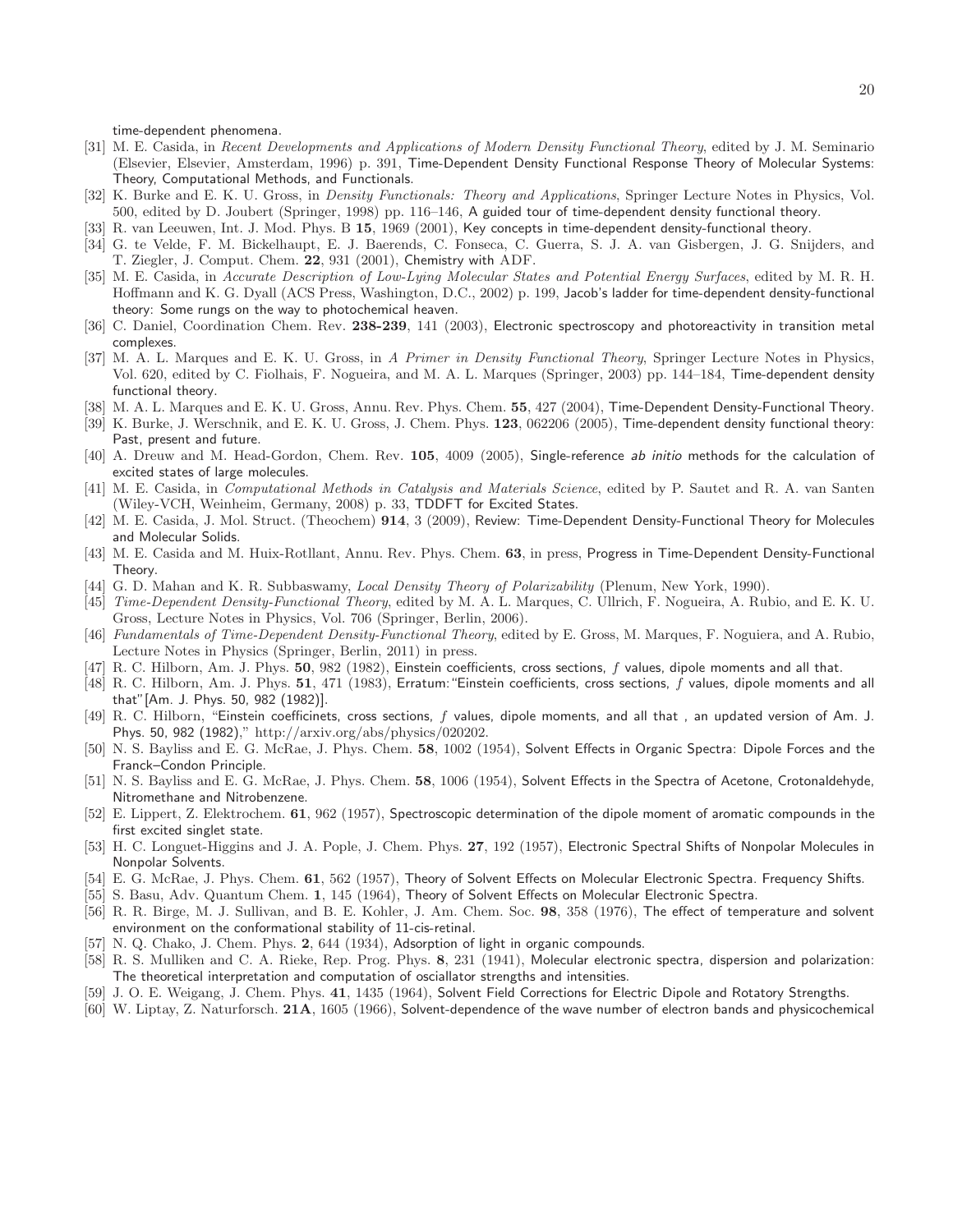time-dependent phenomena.

[31] M. E. Casida, in *Recent Developments and Applications of Modern Density Functional Theory*, edited by J. M. Seminario (Elsevier, Elsevier, Amsterdam, 1996) p. 391, Time-Dependent Density Functional Response Theory of Molecular Systems: Theory, Computational Methods, and Functionals.

[32] K. Burke and E. K. U. Gross, in *Density Functionals: Theory and Applications*, Springer Lecture Notes in Physics, Vol. 500, edited by D. Joubert (Springer, 1998) pp. 116–146, A guided tour of time-dependent density functional theory.

[33] R. van Leeuwen, Int. J. Mod. Phys. B **15**, 1969 (2001), Key concepts in time-dependent density-functional theory.

[34] G. te Velde, F. M. Bickelhaupt, E. J. Baerends, C. Fonseca, C. Guerra, S. J. A. van Gisbergen, J. G. Snijders, and T. Ziegler, J. Comput. Chem. **22**, 931 (2001), Chemistry with ADF.

[35] M. E. Casida, in *Accurate Description of Low-Lying Molecular States and Potential Energy Surfaces*, edited by M. R. H. Hoffmann and K. G. Dyall (ACS Press, Washington, D.C., 2002) p. 199, Jacob's ladder for time-dependent density-functional theory: Some rungs on the way to photochemical heaven.

[36] C. Daniel, Coordination Chem. Rev. **238-239**, 141 (2003), Electronic spectroscopy and photoreactivity in transition metal complexes.

[37] M. A. L. Marques and E. K. U. Gross, in *A Primer in Density Functional Theory*, Springer Lecture Notes in Physics, Vol. 620, edited by C. Fiolhais, F. Nogueira, and M. A. L. Marques (Springer, 2003) pp. 144–184, Time-dependent density functional theory.

[38] M. A. L. Marques and E. K. U. Gross, Annu. Rev. Phys. Chem. **55**, 427 (2004), Time-Dependent Density-Functional Theory.

[39] K. Burke, J. Werschnik, and E. K. U. Gross, J. Chem. Phys. **123**, 062206 (2005), Time-dependent density functional theory: Past, present and future.

[40] A. Dreuw and M. Head-Gordon, Chem. Rev. **105**, 4009 (2005), Single-reference *ab initio* methods for the calculation of excited states of large molecules.

[41] M. E. Casida, in *Computational Methods in Catalysis and Materials Science*, edited by P. Sautet and R. A. van Santen (Wiley-VCH, Weinheim, Germany, 2008) p. 33, TDDFT for Excited States.

[42] M. E. Casida, J. Mol. Struct. (Theochem) **914**, 3 (2009), Review: Time-Dependent Density-Functional Theory for Molecules and Molecular Solids.

[43] M. E. Casida and M. Huix-Rotllant, Annu. Rev. Phys. Chem. **63**, in press, Progress in Time-Dependent Density-Functional Theory.

[44] G. D. Mahan and K. R. Subbaswamy, *Local Density Theory of Polarizability* (Plenum, New York, 1990).

[45] *Time-Dependent Density-Functional Theory*, edited by M. A. L. Marques, C. Ullrich, F. Nogueira, A. Rubio, and E. K. U. Gross, Lecture Notes in Physics, Vol. 706 (Springer, Berlin, 2006).

[46] *Fundamentals of Time-Dependent Density-Functional Theory*, edited by E. Gross, M. Marques, F. Noguiera, and A. Rubio, Lecture Notes in Physics (Springer, Berlin, 2011) in press.

[47] R. C. Hilborn, Am. J. Phys. **50**, 982 (1982), Einstein coefficients, cross sections, $f$ values, dipole moments and all that.

[48] R. C. Hilborn, Am. J. Phys. **51**, 471 (1983), Erratum:"Einstein coefficients, cross sections, $f$ values, dipole moments and all that"[Am. J. Phys. 50, 982 (1982)].

[49] R. C. Hilborn, "Einstein coefficinets, cross sections, $f$ values, dipole moments, and all that , an updated version of Am. J. Phys. 50, 982 (1982)," http://arxiv.org/abs/physics/020202.

[50] N. S. Bayliss and E. G. McRae, J. Phys. Chem. **58**, 1002 (1954), Solvent Effects in Organic Spectra: Dipole Forces and the Franck–Condon Principle.

[51] N. S. Bayliss and E. G. McRae, J. Phys. Chem. **58**, 1006 (1954), Solvent Effects in the Spectra of Acetone, Crotonaldehyde, Nitromethane and Nitrobenzene.

[52] E. Lippert, Z. Elektrochem. **61**, 962 (1957), Spectroscopic determination of the dipole moment of aromatic compounds in the first excited singlet state.

[53] H. C. Longuet-Higgins and J. A. Pople, J. Chem. Phys. **27**, 192 (1957), Electronic Spectral Shifts of Nonpolar Molecules in Nonpolar Solvents.

[54] E. G. McRae, J. Phys. Chem. **61**, 562 (1957), Theory of Solvent Effects on Molecular Electronic Spectra. Frequency Shifts.

[55] S. Basu, Adv. Quantum Chem. **1**, 145 (1964), Theory of Solvent Effects on Molecular Electronic Spectra.

[56] R. R. Birge, M. J. Sullivan, and B. E. Kohler, J. Am. Chem. Soc. **98**, 358 (1976), The effect of temperature and solvent environment on the conformational stability of 11-cis-retinal.

[57] N. Q. Chako, J. Chem. Phys. **2**, 644 (1934), Adsorption of light in organic compounds.

[58] R. S. Mulliken and C. A. Rieke, Rep. Prog. Phys. **8**, 231 (1941), Molecular electronic spectra, dispersion and polarization: The theoretical interpretation and computation of osciallator strengths and intensities.

[59] J. O. E. Weigang, J. Chem. Phys. **41**, 1435 (1964), Solvent Field Corrections for Electric Dipole and Rotatory Strengths.

[60] W. Liptay, Z. Naturforsch. **21A**, 1605 (1966), Solvent-dependence of the wave number of electron bands and physicochemical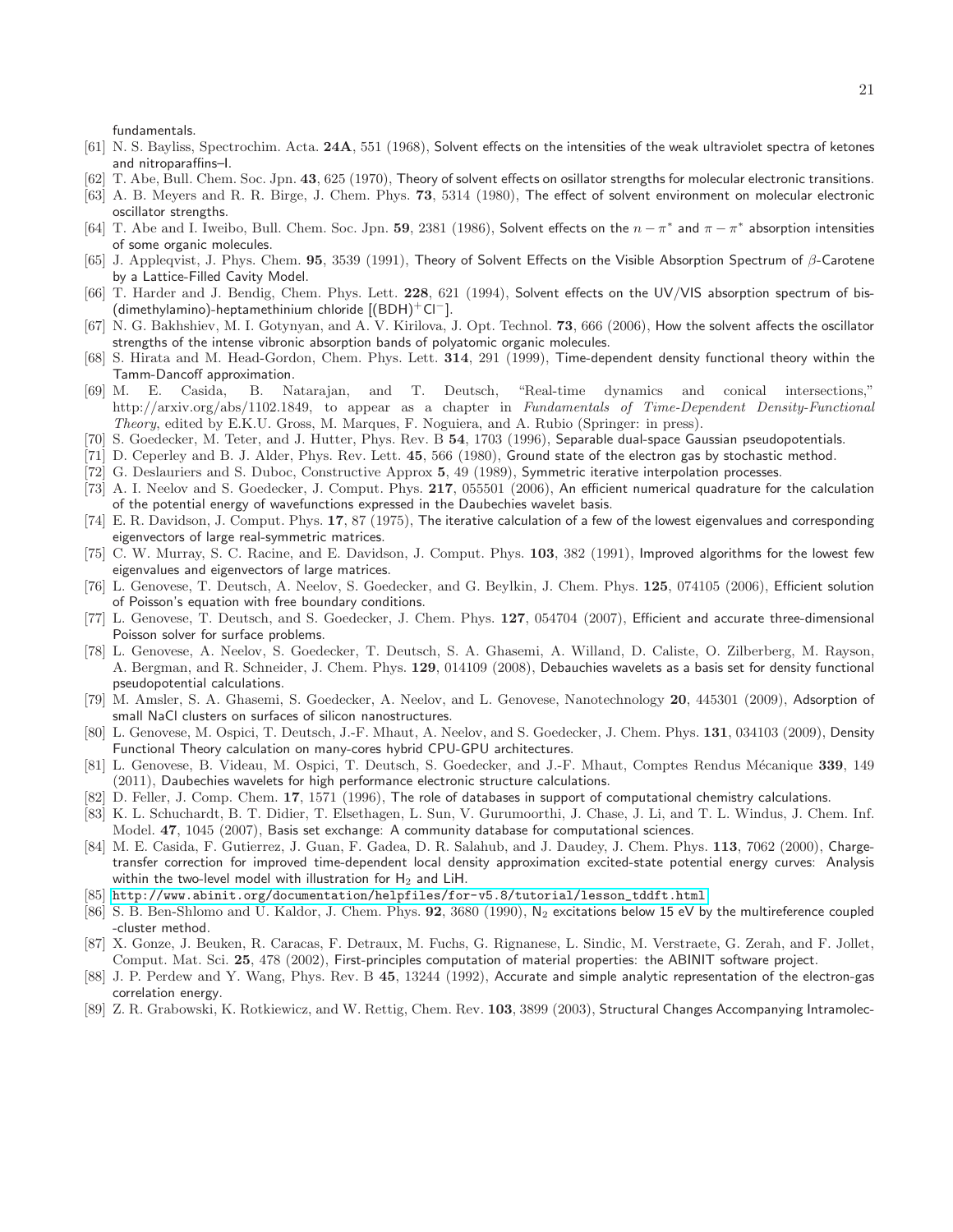fundamentals.

[61] N. S. Bayliss, Spectrochim. Acta. **24A**, 551 (1968), Solvent effects on the intensities of the weak ultraviolet spectra of ketones and nitroparaffins–I.

[62] T. Abe, Bull. Chem. Soc. Jpn. **43**, 625 (1970), Theory of solvent effects on osillator strengths for molecular electronic transitions.

[63] A. B. Meyers and R. R. Birge, J. Chem. Phys. **73**, 5314 (1980), The effect of solvent environment on molecular electronic oscillator strengths.

[64] T. Abe and I. Iweibo, Bull. Chem. Soc. Jpn. **59**, 2381 (1986), Solvent effects on the $n - \pi^*$ and $\pi - \pi^*$ absorption intensities of some organic molecules.

[65] J. Appleqvist, J. Phys. Chem. **95**, 3539 (1991), Theory of Solvent Effects on the Visible Absorption Spectrum of $\beta$-Carotene by a Lattice-Filled Cavity Model.

[66] T. Harder and J. Bendig, Chem. Phys. Lett. **228**, 621 (1994), Solvent effects on the UV/VIS absorption spectrum of bis-(dimethylamino)-heptamethinium chloride [$(BDH)^+Cl^-$].

[67] N. G. Bakhshiev, M. I. Gotynyan, and A. V. Kirilova, J. Opt. Technol. **73**, 666 (2006), How the solvent affects the oscillator strengths of the intense vibronic absorption bands of polyatomic organic molecules.

[68] S. Hirata and M. Head-Gordon, Chem. Phys. Lett. **314**, 291 (1999), Time-dependent density functional theory within the Tamm-Dancoff approximation.

[69] M. E. Casida, B. Natarajan, and T. Deutsch, "Real-time dynamics and conical intersections," http://arxiv.org/abs/1102.1849, to appear as a chapter in *Fundamentals of Time-Dependent Density-Functional Theory*, edited by E.K.U. Gross, M. Marques, F. Noguiera, and A. Rubio (Springer: in press).

[70] S. Goedecker, M. Teter, and J. Hutter, Phys. Rev. B **54**, 1703 (1996), Separable dual-space Gaussian pseudopotentials.

[71] D. Ceperley and B. J. Alder, Phys. Rev. Lett. **45**, 566 (1980), Ground state of the electron gas by stochastic method.

[72] G. Deslauriers and S. Duboc, Constructive Approx **5**, 49 (1989), Symmetric iterative interpolation processes.

[73] A. I. Neelov and S. Goedecker, J. Comput. Phys. **217**, 055501 (2006), An efficient numerical quadrature for the calculation of the potential energy of wavefunctions expressed in the Daubechies wavelet basis.

[74] E. R. Davidson, J. Comput. Phys. **17**, 87 (1975), The iterative calculation of a few of the lowest eigenvalues and corresponding eigenvectors of large real-symmetric matrices.

[75] C. W. Murray, S. C. Racine, and E. Davidson, J. Comput. Phys. **103**, 382 (1991), Improved algorithms for the lowest few eigenvalues and eigenvectors of large matrices.

[76] L. Genovese, T. Deutsch, A. Neelov, S. Goedecker, and G. Beylkin, J. Chem. Phys. **125**, 074105 (2006), Efficient solution of Poisson's equation with free boundary conditions.

[77] L. Genovese, T. Deutsch, and S. Goedecker, J. Chem. Phys. **127**, 054704 (2007), Efficient and accurate three-dimensional Poisson solver for surface problems.

[78] L. Genovese, A. Neelov, S. Goedecker, T. Deutsch, S. A. Ghasemi, A. Willand, D. Caliste, O. Zilberberg, M. Rayson, A. Bergman, and R. Schneider, J. Chem. Phys. **129**, 014109 (2008), Debauchies wavelets as a basis set for density functional pseudopotential calculations.

[79] M. Amsler, S. A. Ghasemi, S. Goedecker, A. Neelov, and L. Genovese, Nanotechnology **20**, 445301 (2009), Adsorption of small NaCl clusters on surfaces of silicon nanostructures.

[80] L. Genovese, M. Ospici, T. Deutsch, J.-F. Mhaut, A. Neelov, and S. Goedecker, J. Chem. Phys. **131**, 034103 (2009), Density Functional Theory calculation on many-cores hybrid CPU-GPU architectures.

[81] L. Genovese, B. Videau, M. Ospici, T. Deutsch, S. Goedecker, and J.-F. Mhaut, Comptes Rendus Mécanique **339**, 149 (2011), Daubechies wavelets for high performance electronic structure calculations.

[82] D. Feller, J. Comp. Chem. **17**, 1571 (1996), The role of databases in support of computational chemistry calculations.

[83] K. L. Schuchardt, B. T. Didier, T. Elsethagen, L. Sun, V. Gurumoorthi, J. Chase, J. Li, and T. L. Windus, J. Chem. Inf. Model. **47**, 1045 (2007), Basis set exchange: A community database for computational sciences.

[84] M. E. Casida, F. Gutierrez, J. Guan, F. Gadea, D. R. Salahub, and J. Daudey, J. Chem. Phys. **113**, 7062 (2000), Charge-transfer correction for improved time-dependent local density approximation excited-state potential energy curves: Analysis within the two-level model with illustration for $H_2$ and LiH.

[85] http://www.abinit.org/documentation/helpfiles/for-v5.8/tutorial/lesson_tddft.html

[86] S. B. Ben-Shlomo and U. Kaldor, J. Chem. Phys. **92**, 3680 (1990), $N_2$ excitations below 15 eV by the multireference coupled -cluster method.

[87] X. Gonze, J. Beuken, R. Caracas, F. Detraux, M. Fuchs, G. Rignanese, L. Sindic, M. Verstraete, G. Zerah, and F. Jollet, Comput. Mat. Sci. **25**, 478 (2002), First-principles computation of material properties: the ABINIT software project.

[88] J. P. Perdew and Y. Wang, Phys. Rev. B **45**, 13244 (1992), Accurate and simple analytic representation of the electron-gas correlation energy.

[89] Z. R. Grabowski, K. Rotkiewicz, and W. Rettig, Chem. Rev. **103**, 3899 (2003), Structural Changes Accompanying Intramolec-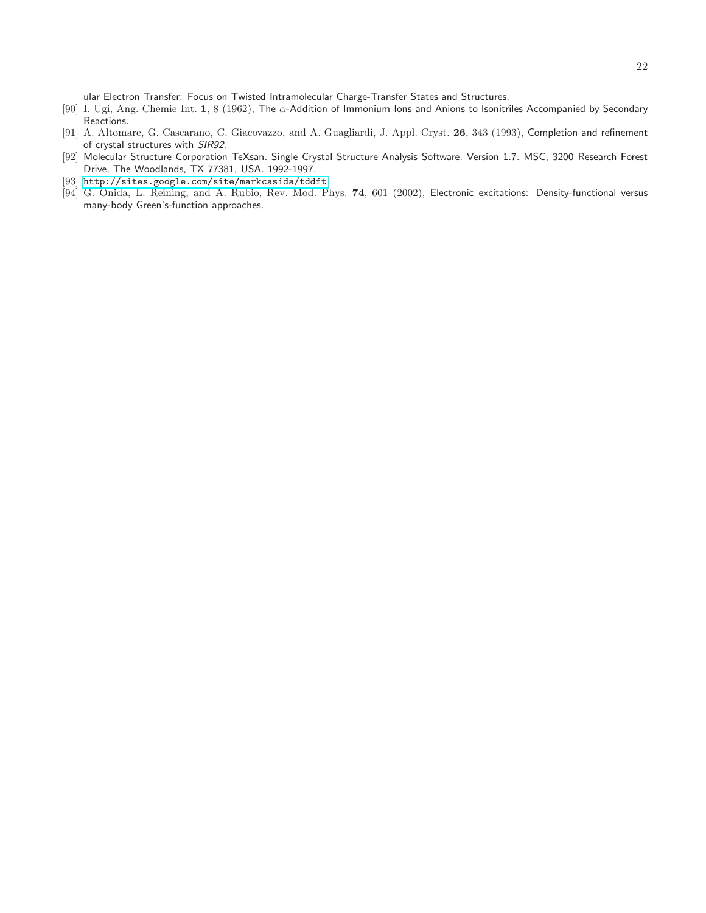ular Electron Transfer: Focus on Twisted Intramolecular Charge-Transfer States and Structures.

[90] I. Ugi, Ang. Chemie Int. **1**, 8 (1962), The $\alpha$-Addition of Immonium Ions and Anions to Isonitriles Accompanied by Secondary Reactions.

[91] A. Altomare, G. Cascarano, C. Giacovazzo, and A. Guagliardi, J. Appl. Cryst. **26**, 343 (1993), Completion and refinement of crystal structures with *SIR92*.

[92] Molecular Structure Corporation TeXsan. Single Crystal Structure Analysis Software. Version 1.7. MSC, 3200 Research Forest Drive, The Woodlands, TX 77381, USA. 1992-1997.

[93] http://sites.google.com/site/markcasida/tddft

[94] G. Onida, L. Reining, and A. Rubio, Rev. Mod. Phys. **74**, 601 (2002), Electronic excitations: Density-functional versus many-body Green's-function approaches.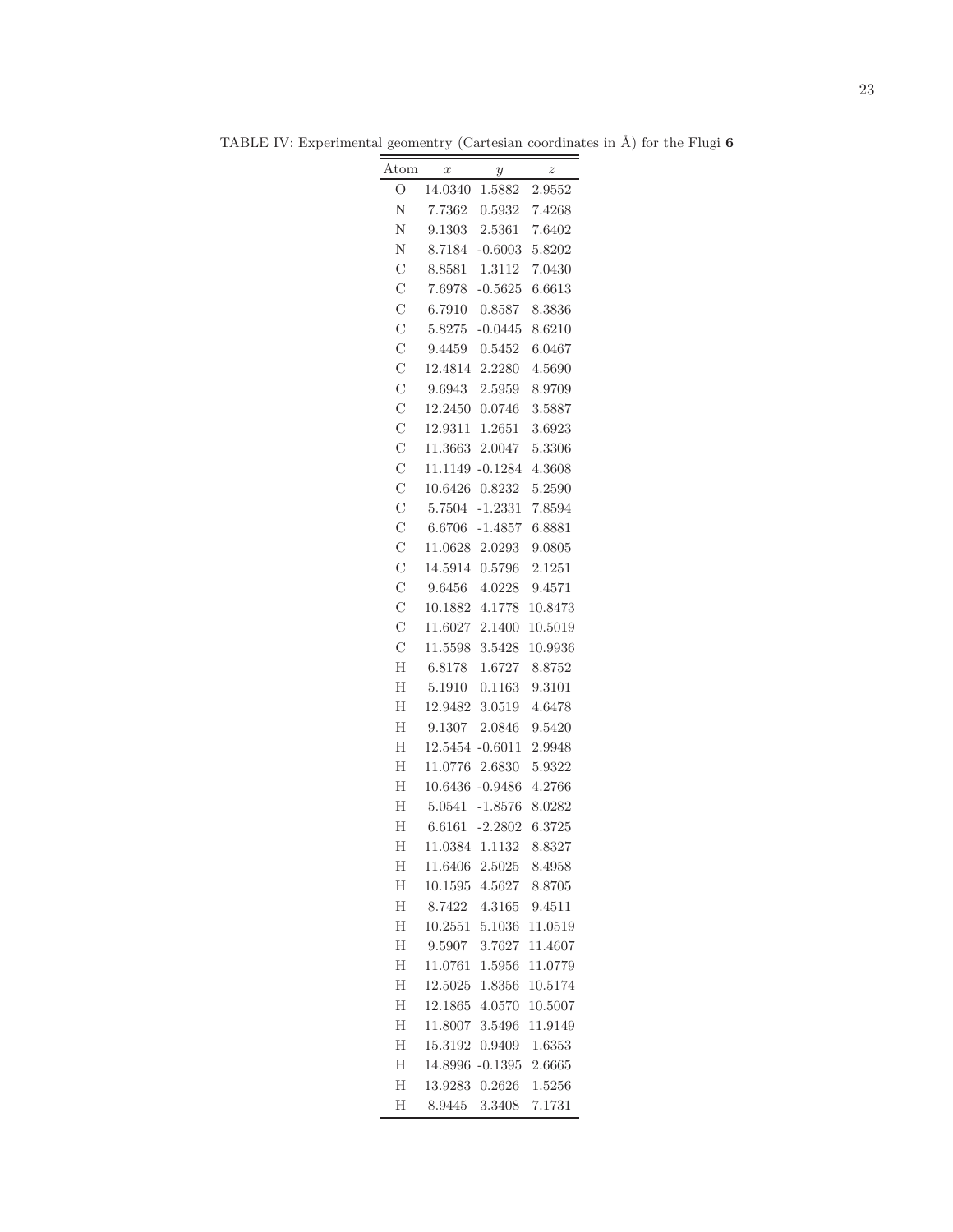TABLE IV: Experimental geomentry (Cartesian coordinates in Å) for the Flugi **6**

| Atom | $x$ | $y$ | $z$ |
|---|---|---|---|
| O | 14.0340 | 1.5882 | 2.9552 |
| N | 7.7362 | 0.5932 | 7.4268 |
| N | 9.1303 | 2.5361 | 7.6402 |
| N | 8.7184 | -0.6003 | 5.8202 |
| C | 8.8581 | 1.3112 | 7.0430 |
| C | 7.6978 | -0.5625 | 6.6613 |
| C | 6.7910 | 0.8587 | 8.3836 |
| C | 5.8275 | -0.0445 | 8.6210 |
| C | 9.4459 | 0.5452 | 6.0467 |
| C | 12.4814 | 2.2280 | 4.5690 |
| C | 9.6943 | 2.5959 | 8.9709 |
| C | 12.2450 | 0.0746 | 3.5887 |
| C | 12.9311 | 1.2651 | 3.6923 |
| C | 11.3663 | 2.0047 | 5.3306 |
| C | 11.1149 | -0.1284 | 4.3608 |
| C | 10.6426 | 0.8232 | 5.2590 |
| C | 5.7504 | -1.2331 | 7.8594 |
| C | 6.6706 | -1.4857 | 6.8881 |
| C | 11.0628 | 2.0293 | 9.0805 |
| C | 14.5914 | 0.5796 | 2.1251 |
| C | 9.6456 | 4.0228 | 9.4571 |
| C | 10.1882 | 4.1778 | 10.8473 |
| C | 11.6027 | 2.1400 | 10.5019 |
| C | 11.5598 | 3.5428 | 10.9936 |
| H | 6.8178 | 1.6727 | 8.8752 |
| H | 5.1910 | 0.1163 | 9.3101 |
| H | 12.9482 | 3.0519 | 4.6478 |
| H | 9.1307 | 2.0846 | 9.5420 |
| H | 12.5454 | -0.6011 | 2.9948 |
| H | 11.0776 | 2.6830 | 5.9322 |
| H | 10.6436 | -0.9486 | 4.2766 |
| H | 5.0541 | -1.8576 | 8.0282 |
| H | 6.6161 | -2.2802 | 6.3725 |
| H | 11.0384 | 1.1132 | 8.8327 |
| H | 11.6406 | 2.5025 | 8.4958 |
| H | 10.1595 | 4.5627 | 8.8705 |
| H | 8.7422 | 4.3165 | 9.4511 |
| H | 10.2551 | 5.1036 | 11.0519 |
| H | 9.5907 | 3.7627 | 11.4607 |
| H | 11.0761 | 1.5956 | 11.0779 |
| H | 12.5025 | 1.8356 | 10.5174 |
| H | 12.1865 | 4.0570 | 10.5007 |
| H | 11.8007 | 3.5496 | 11.9149 |
| H | 15.3192 | 0.9409 | 1.6353 |
| H | 14.8996 | -0.1395 | 2.6665 |
| H | 13.9283 | 0.2626 | 1.5256 |
| H | 8.9445 | 3.3408 | 7.1731 |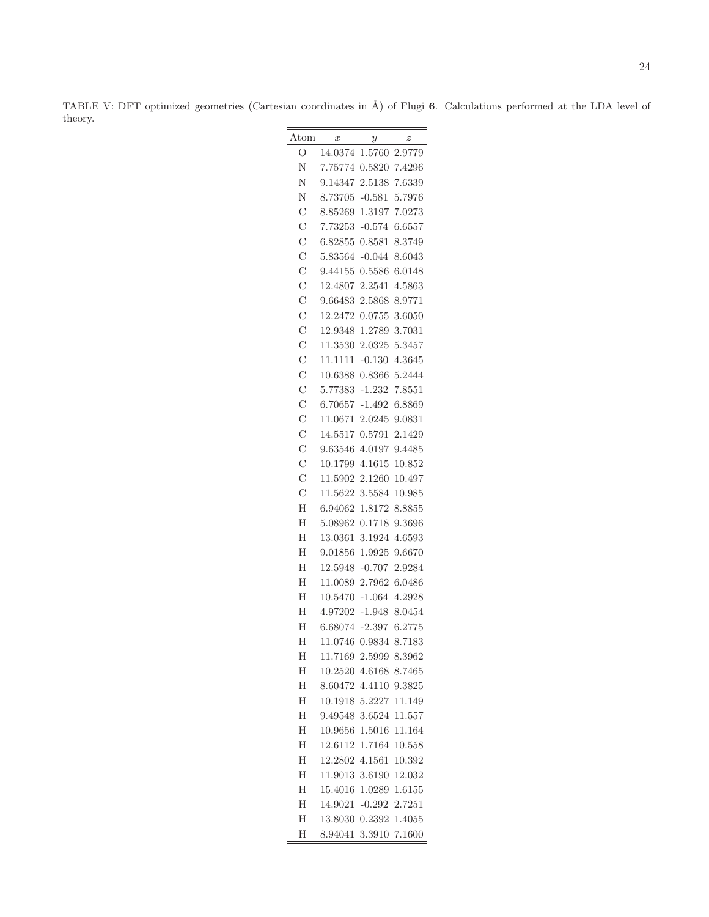TABLE V: DFT optimized geometries (Cartesian coordinates in Å) of Flugi **6**. Calculations performed at the LDA level of theory.

| Atom | $x$ | $y$ | $z$ |
|---|---|---|---|
| O | 14.0374 | 1.5760 | 2.9779 |
| N | 7.75774 | 0.5820 | 7.4296 |
| N | 9.14347 | 2.5138 | 7.6339 |
| N | 8.73705 | -0.581 | 5.7976 |
| C | 8.85269 | 1.3197 | 7.0273 |
| C | 7.73253 | -0.574 | 6.6557 |
| C | 6.82855 | 0.8581 | 8.3749 |
| C | 5.83564 | -0.044 | 8.6043 |
| C | 9.44155 | 0.5586 | 6.0148 |
| C | 12.4807 | 2.2541 | 4.5863 |
| C | 9.66483 | 2.5868 | 8.9771 |
| C | 12.2472 | 0.0755 | 3.6050 |
| C | 12.9348 | 1.2789 | 3.7031 |
| C | 11.3530 | 2.0325 | 5.3457 |
| C | 11.1111 | -0.130 | 4.3645 |
| C | 10.6388 | 0.8366 | 5.2444 |
| C | 5.77383 | -1.232 | 7.8551 |
| C | 6.70657 | -1.492 | 6.8869 |
| C | 11.0671 | 2.0245 | 9.0831 |
| C | 14.5517 | 0.5791 | 2.1429 |
| C | 9.63546 | 4.0197 | 9.4485 |
| C | 10.1799 | 4.1615 | 10.852 |
| C | 11.5902 | 2.1260 | 10.497 |
| C | 11.5622 | 3.5584 | 10.985 |
| H | 6.94062 | 1.8172 | 8.8855 |
| H | 5.08962 | 0.1718 | 9.3696 |
| H | 13.0361 | 3.1924 | 4.6593 |
| H | 9.01856 | 1.9925 | 9.6670 |
| H | 12.5948 | -0.707 | 2.9284 |
| H | 11.0089 | 2.7962 | 6.0486 |
| H | 10.5470 | -1.064 | 4.2928 |
| H | 4.97202 | -1.948 | 8.0454 |
| H | 6.68074 | -2.397 | 6.2775 |
| H | 11.0746 | 0.9834 | 8.7183 |
| H | 11.7169 | 2.5999 | 8.3962 |
| H | 10.2520 | 4.6168 | 8.7465 |
| H | 8.60472 | 4.4110 | 9.3825 |
| H | 10.1918 | 5.2227 | 11.149 |
| H | 9.49548 | 3.6524 | 11.557 |
| H | 10.9656 | 1.5016 | 11.164 |
| H | 12.6112 | 1.7164 | 10.558 |
| H | 12.2802 | 4.1561 | 10.392 |
| H | 11.9013 | 3.6190 | 12.032 |
| H | 15.4016 | 1.0289 | 1.6155 |
| H | 14.9021 | -0.292 | 2.7251 |
| H | 13.8030 | 0.2392 | 1.4055 |
| H | 8.94041 | 3.3910 | 7.1600 |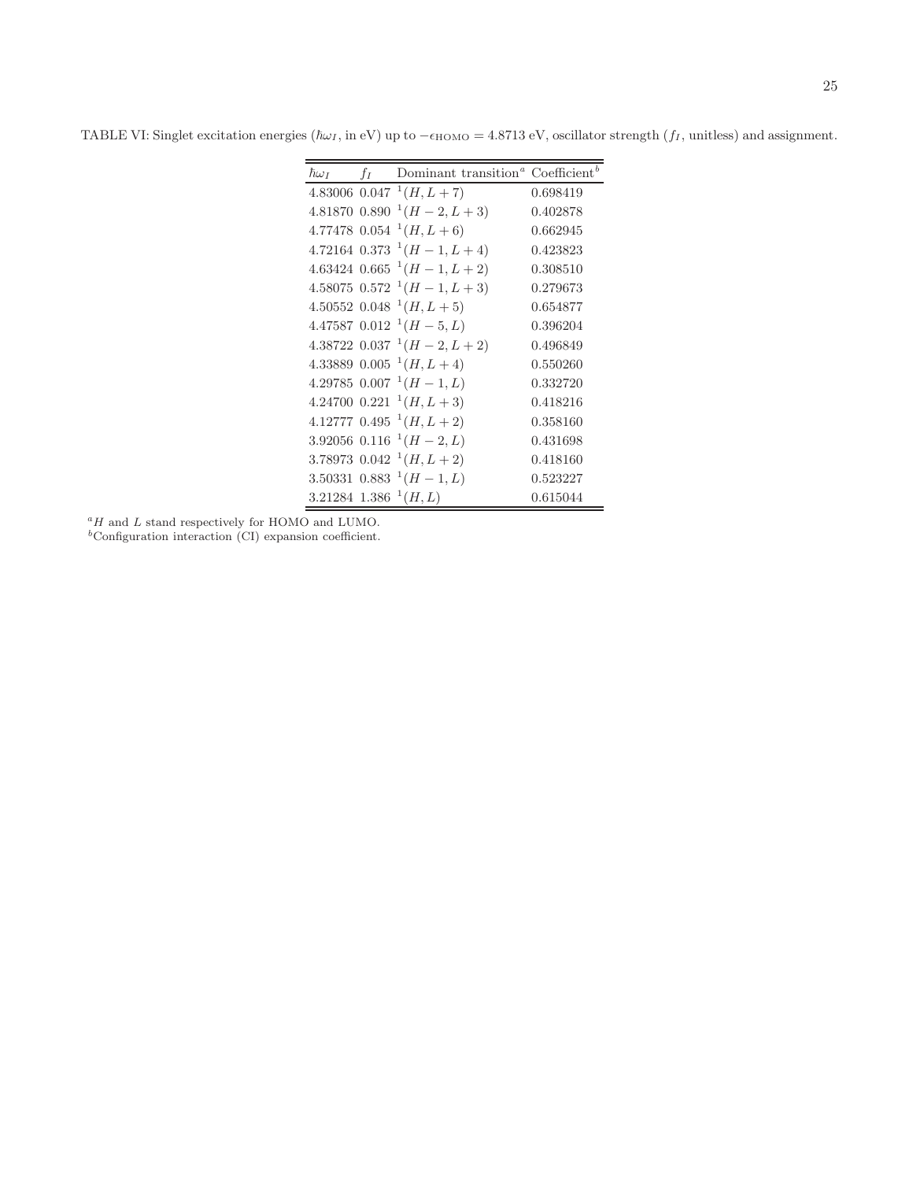TABLE VI: Singlet excitation energies ($\hbar\omega_I$, in eV) up to $-\epsilon_{\mathrm{HOMO}} = 4.8713$ eV, oscillator strength ($f_I$, unitless) and assignment.

| $\hbar\omega_I$ | $f_I$ | Dominant transition[a] | Coefficient[b] |
|---|---|---|---|
| 4.83006 | 0.047 | $^1(H, L+7)$ | 0.698419 |
| 4.81870 | 0.890 | $^1(H-2, L+3)$ | 0.402878 |
| 4.77478 | 0.054 | $^1(H, L+6)$ | 0.662945 |
| 4.72164 | 0.373 | $^1(H-1, L+4)$ | 0.423823 |
| 4.63424 | 0.665 | $^1(H-1, L+2)$ | 0.308510 |
| 4.58075 | 0.572 | $^1(H-1, L+3)$ | 0.279673 |
| 4.50552 | 0.048 | $^1(H, L+5)$ | 0.654877 |
| 4.47587 | 0.012 | $^1(H-5, L)$ | 0.396204 |
| 4.38722 | 0.037 | $^1(H-2, L+2)$ | 0.496849 |
| 4.33889 | 0.005 | $^1(H, L+4)$ | 0.550260 |
| 4.29785 | 0.007 | $^1(H-1, L)$ | 0.332720 |
| 4.24700 | 0.221 | $^1(H, L+3)$ | 0.418216 |
| 4.12777 | 0.495 | $^1(H, L+2)$ | 0.358160 |
| 3.92056 | 0.116 | $^1(H-2, L)$ | 0.431698 |
| 3.78973 | 0.042 | $^1(H, L+2)$ | 0.418160 |
| 3.50331 | 0.883 | $^1(H-1, L)$ | 0.523227 |
| 3.21284 | 1.386 | $^1(H, L)$ | 0.615044 |

[a]$H$ and $L$ stand respectively for HOMO and LUMO.

[b]Configuration interaction (CI) expansion coefficient.